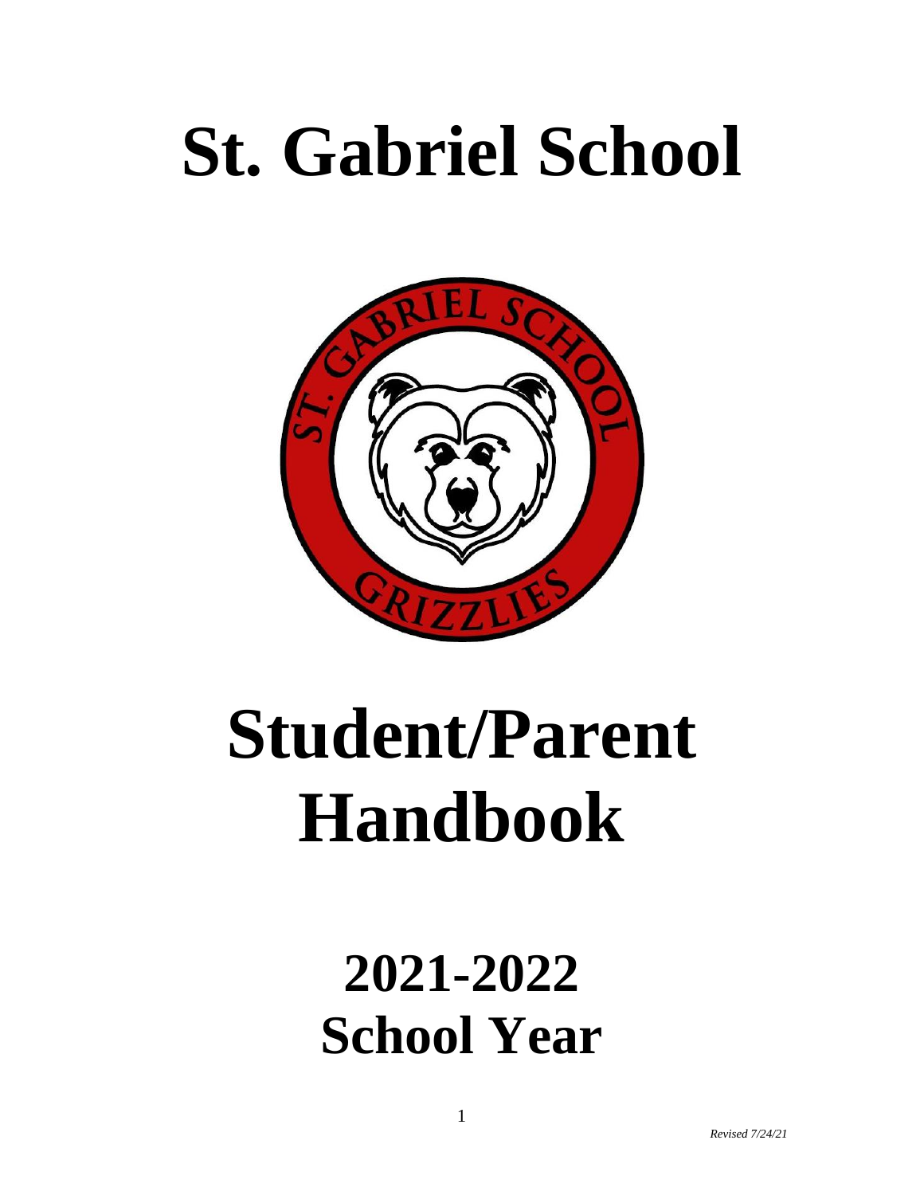# St. Gabriel School

# Student/Parent Handbook

## 2021-2022 School Year

*Revised 7/24/21*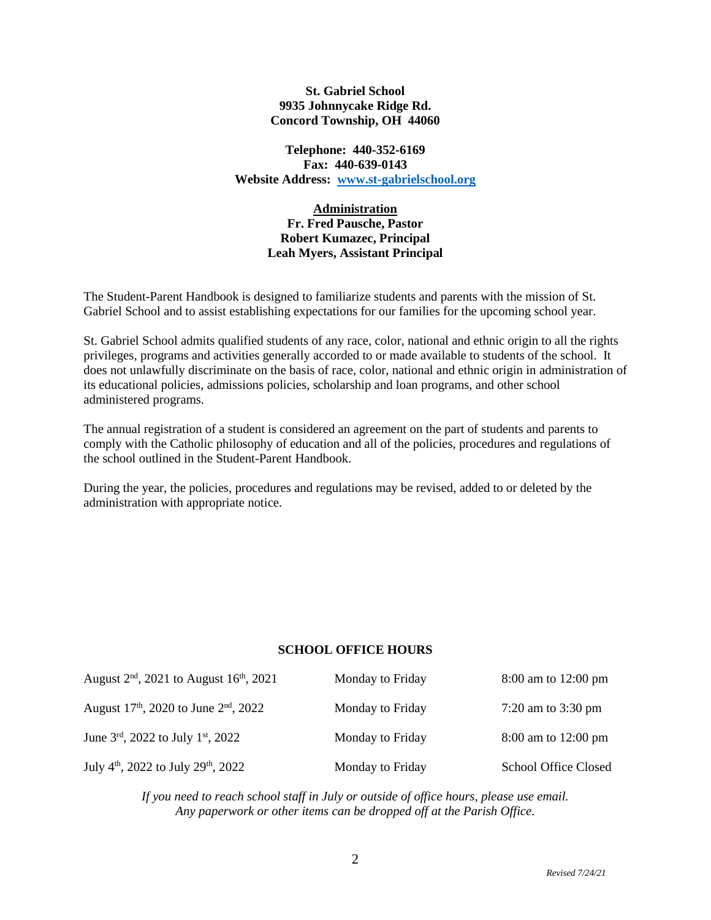**St. Gabriel School**
**9935 Johnnycake Ridge Rd.**
**Concord Township, OH 44060**

**Telephone: 440-352-6169**
**Fax: 440-639-0143**
**Website Address: [www.st-gabrielschool.org](http://www.st-gabrielschool.org)**

**Administration**
**Fr. Fred Pausche, Pastor**
**Robert Kumazec, Principal**
**Leah Myers, Assistant Principal**

The Student-Parent Handbook is designed to familiarize students and parents with the mission of St. Gabriel School and to assist establishing expectations for our families for the upcoming school year.

St. Gabriel School admits qualified students of any race, color, national and ethnic origin to all the rights privileges, programs and activities generally accorded to or made available to students of the school. It does not unlawfully discriminate on the basis of race, color, national and ethnic origin in administration of its educational policies, admissions policies, scholarship and loan programs, and other school administered programs.

The annual registration of a student is considered an agreement on the part of students and parents to comply with the Catholic philosophy of education and all of the policies, procedures and regulations of the school outlined in the Student-Parent Handbook.

During the year, the policies, procedures and regulations may be revised, added to or deleted by the administration with appropriate notice.

## SCHOOL OFFICE HOURS

| | | |
|---|---|---|
| August 2nd, 2021 to August 16th, 2021 | Monday to Friday | 8:00 am to 12:00 pm |
| August 17th, 2020 to June 2nd, 2022 | Monday to Friday | 7:20 am to 3:30 pm |
| June 3rd, 2022 to July 1st, 2022 | Monday to Friday | 8:00 am to 12:00 pm |
| July 4th, 2022 to July 29th, 2022 | Monday to Friday | School Office Closed |

*If you need to reach school staff in July or outside of office hours, please use email. Any paperwork or other items can be dropped off at the Parish Office.*

*Revised 7/24/21*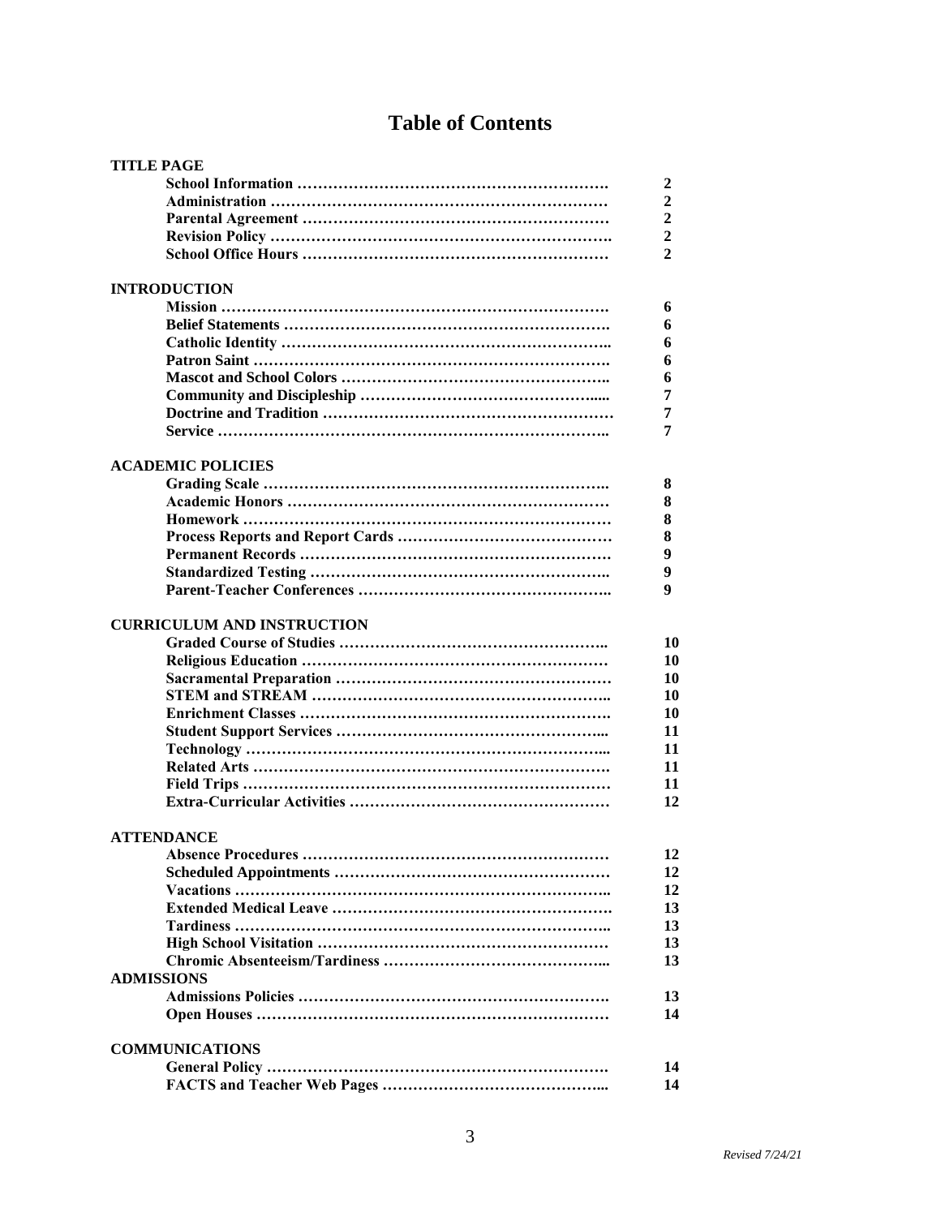# Table of Contents

**TITLE PAGE**

| | |
|---|---|
| School Information | 2 |
| Administration | 2 |
| Parental Agreement | 2 |
| Revision Policy | 2 |
| School Office Hours | 2 |

**INTRODUCTION**

| | |
|---|---|
| Mission | 6 |
| Belief Statements | 6 |
| Catholic Identity | 6 |
| Patron Saint | 6 |
| Mascot and School Colors | 6 |
| Community and Discipleship | 7 |
| Doctrine and Tradition | 7 |
| Service | 7 |

**ACADEMIC POLICIES**

| | |
|---|---|
| Grading Scale | 8 |
| Academic Honors | 8 |
| Homework | 8 |
| Process Reports and Report Cards | 8 |
| Permanent Records | 9 |
| Standardized Testing | 9 |
| Parent-Teacher Conferences | 9 |

**CURRICULUM AND INSTRUCTION**

| | |
|---|---|
| Graded Course of Studies | 10 |
| Religious Education | 10 |
| Sacramental Preparation | 10 |
| STEM and STREAM | 10 |
| Enrichment Classes | 10 |
| Student Support Services | 11 |
| Technology | 11 |
| Related Arts | 11 |
| Field Trips | 11 |
| Extra-Curricular Activities | 12 |

**ATTENDANCE**

| | |
|---|---|
| Absence Procedures | 12 |
| Scheduled Appointments | 12 |
| Vacations | 12 |
| Extended Medical Leave | 13 |
| Tardiness | 13 |
| High School Visitation | 13 |
| Chromic Absenteeism/Tardiness | 13 |

**ADMISSIONS**

| | |
|---|---|
| Admissions Policies | 13 |
| Open Houses | 14 |

**COMMUNICATIONS**

| | |
|---|---|
| General Policy | 14 |
| FACTS and Teacher Web Pages | 14 |

*Revised 7/24/21*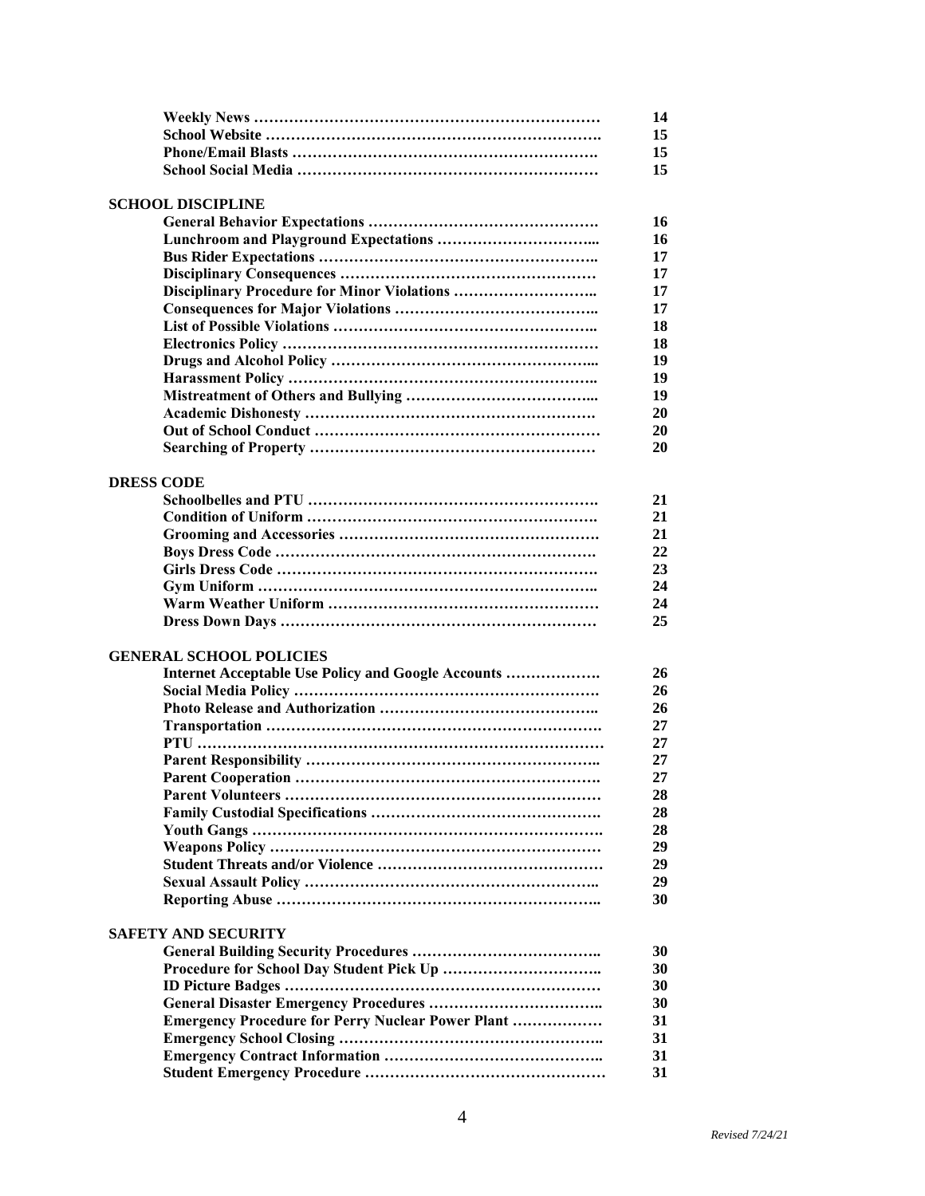| | |
|---|---|
| **Weekly News ……………………………………………………………** | **14** |
| **School Website …………………………………………………………** | **15** |
| **Phone/Email Blasts ……………………………………………………** | **15** |
| **School Social Media …………………………………………………** | **15** |

**SCHOOL DISCIPLINE**

| | |
|---|---|
| **General Behavior Expectations ………………………………………** | **16** |
| **Lunchroom and Playground Expectations …………………………...** | **16** |
| **Bus Rider Expectations ………………………………………………..** | **17** |
| **Disciplinary Consequences ……………………………………………** | **17** |
| **Disciplinary Procedure for Minor Violations ………………………..** | **17** |
| **Consequences for Major Violations …………………………………..** | **17** |
| **List of Possible Violations ……………………………………………..** | **18** |
| **Electronics Policy ………………………………………………………** | **18** |
| **Drugs and Alcohol Policy ……………………………………………...** | **19** |
| **Harassment Policy ……………………………………………………..** | **19** |
| **Mistreatment of Others and Bullying ………………………………...** | **19** |
| **Academic Dishonesty …………………………………………………** | **20** |
| **Out of School Conduct …………………………………………………** | **20** |
| **Searching of Property …………………………………………………** | **20** |

**DRESS CODE**

| | |
|---|---|
| **Schoolbelles and PTU …………………………………………………** | **21** |
| **Condition of Uniform …………………………………………………** | **21** |
| **Grooming and Accessories ……………………………………………** | **21** |
| **Boys Dress Code ………………………………………………………** | **22** |
| **Girls Dress Code ………………………………………………………** | **23** |
| **Gym Uniform …………………………………………………………..** | **24** |
| **Warm Weather Uniform ………………………………………………** | **24** |
| **Dress Down Days ………………………………………………………** | **25** |

**GENERAL SCHOOL POLICIES**

| | |
|---|---|
| **Internet Acceptable Use Policy and Google Accounts ……………….** | **26** |
| **Social Media Policy ……………………………………………………** | **26** |
| **Photo Release and Authorization ……………………………………..** | **26** |
| **Transportation …………………………………………………………** | **27** |
| **PTU ………………………………………………………………………** | **27** |
| **Parent Responsibility …………………………………………………..** | **27** |
| **Parent Cooperation ……………………………………………………** | **27** |
| **Parent Volunteers ………………………………………………………** | **28** |
| **Family Custodial Specifications ………………………………………** | **28** |
| **Youth Gangs ……………………………………………………………** | **28** |
| **Weapons Policy …………………………………………………………** | **29** |
| **Student Threats and/or Violence ………………………………………** | **29** |
| **Sexual Assault Policy …………………………………………………..** | **29** |
| **Reporting Abuse ………………………………………………………..** | **30** |

**SAFETY AND SECURITY**

| | |
|---|---|
| **General Building Security Procedures ……………………………….** | **30** |
| **Procedure for School Day Student Pick Up …………………………..** | **30** |
| **ID Picture Badges ………………………………………………………** | **30** |
| **General Disaster Emergency Procedures ……………………………..** | **30** |
| **Emergency Procedure for Perry Nuclear Power Plant ………………** | **31** |
| **Emergency School Closing ……………………………………………..** | **31** |
| **Emergency Contract Information ……………………………………..** | **31** |
| **Student Emergency Procedure …………………………………………** | **31** |

*Revised 7/24/21*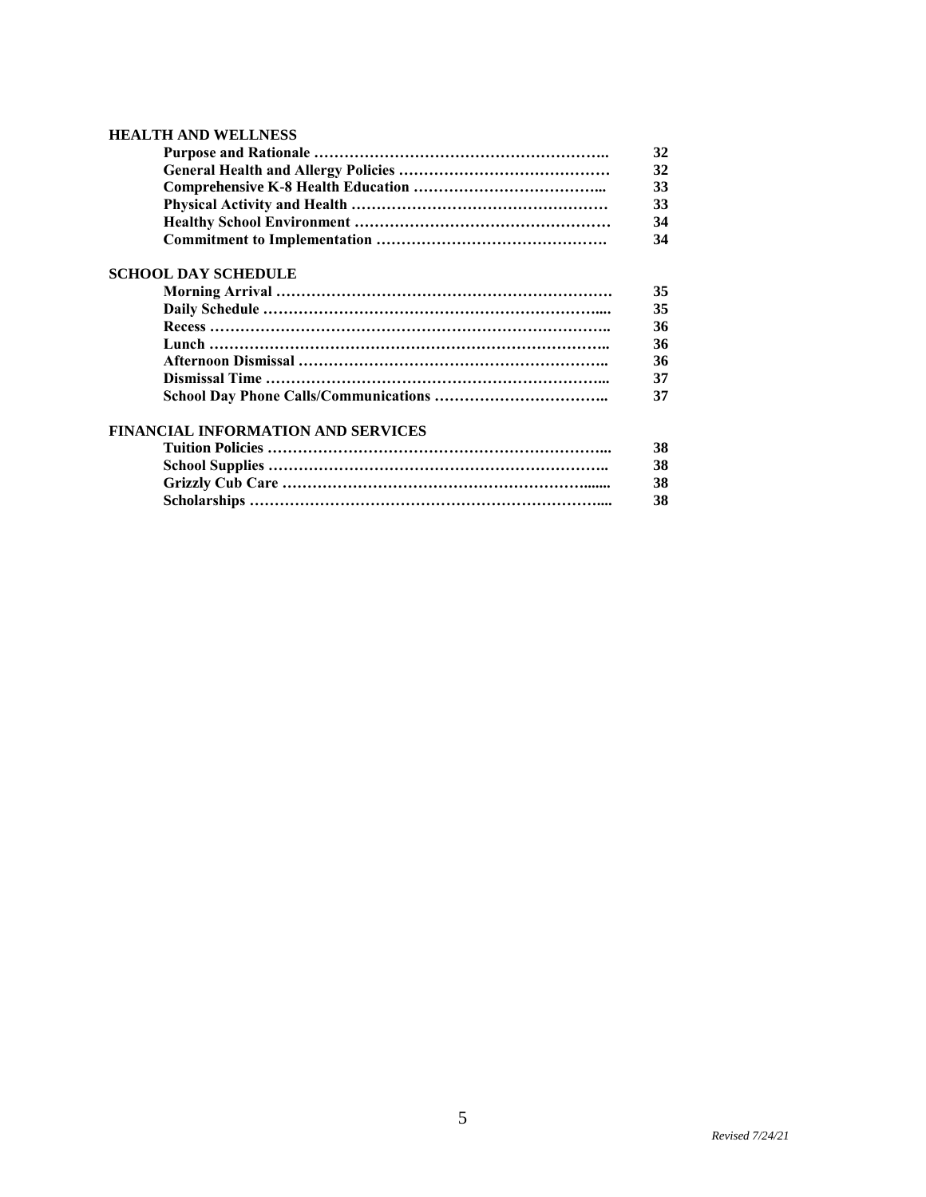**HEALTH AND WELLNESS**

| | |
|---|---|
| **Purpose and Rationale** | **32** |
| **General Health and Allergy Policies** | **32** |
| **Comprehensive K-8 Health Education** | **33** |
| **Physical Activity and Health** | **33** |
| **Healthy School Environment** | **34** |
| **Commitment to Implementation** | **34** |

**SCHOOL DAY SCHEDULE**

| | |
|---|---|
| **Morning Arrival** | **35** |
| **Daily Schedule** | **35** |
| **Recess** | **36** |
| **Lunch** | **36** |
| **Afternoon Dismissal** | **36** |
| **Dismissal Time** | **37** |
| **School Day Phone Calls/Communications** | **37** |

**FINANCIAL INFORMATION AND SERVICES**

| | |
|---|---|
| **Tuition Policies** | **38** |
| **School Supplies** | **38** |
| **Grizzly Cub Care** | **38** |
| **Scholarships** | **38** |

*Revised 7/24/21*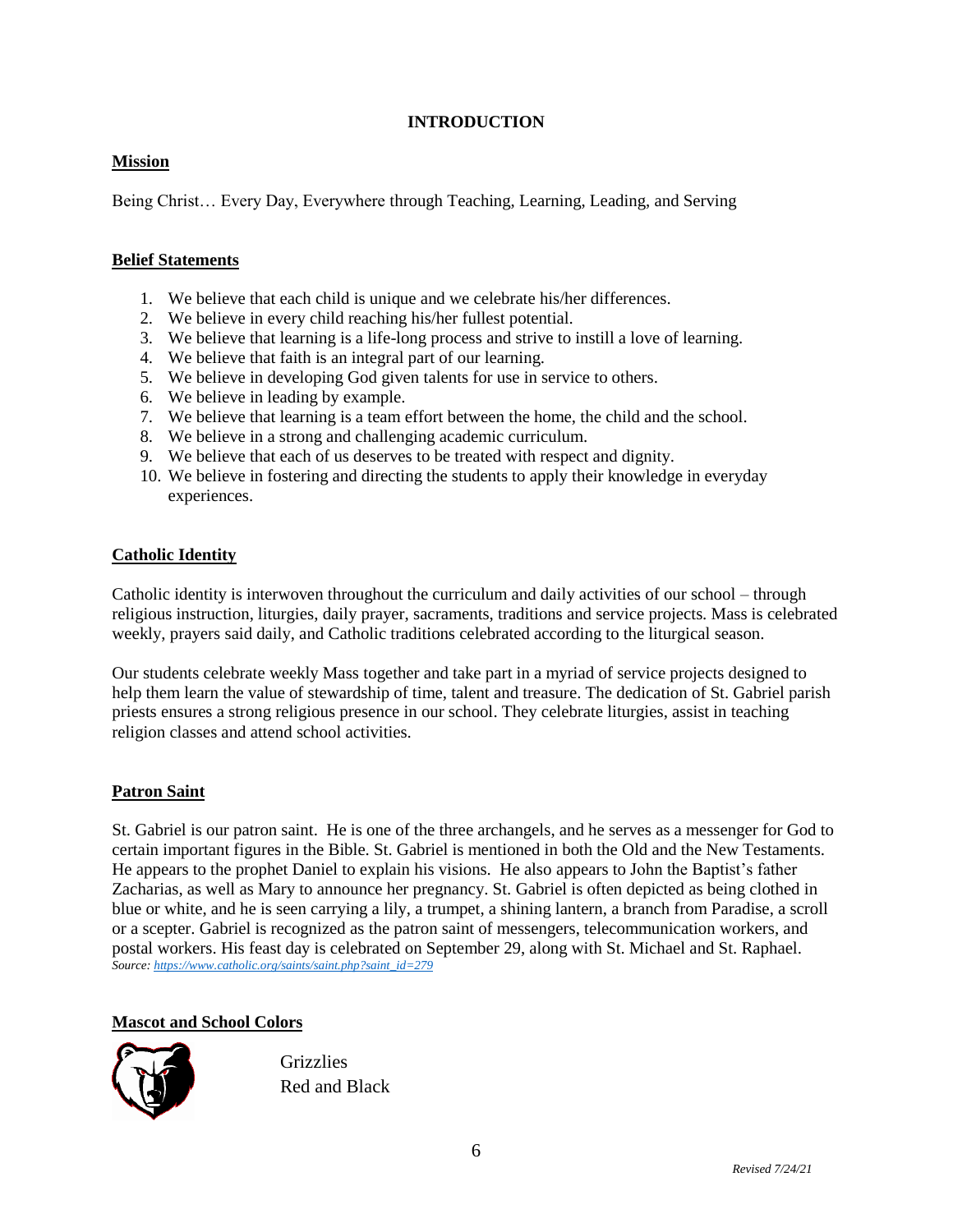# INTRODUCTION

## Mission

Being Christ… Every Day, Everywhere through Teaching, Learning, Leading, and Serving

## Belief Statements

1. We believe that each child is unique and we celebrate his/her differences.
2. We believe in every child reaching his/her fullest potential.
3. We believe that learning is a life-long process and strive to instill a love of learning.
4. We believe that faith is an integral part of our learning.
5. We believe in developing God given talents for use in service to others.
6. We believe in leading by example.
7. We believe that learning is a team effort between the home, the child and the school.
8. We believe in a strong and challenging academic curriculum.
9. We believe that each of us deserves to be treated with respect and dignity.
10. We believe in fostering and directing the students to apply their knowledge in everyday experiences.

## Catholic Identity

Catholic identity is interwoven throughout the curriculum and daily activities of our school – through religious instruction, liturgies, daily prayer, sacraments, traditions and service projects. Mass is celebrated weekly, prayers said daily, and Catholic traditions celebrated according to the liturgical season.

Our students celebrate weekly Mass together and take part in a myriad of service projects designed to help them learn the value of stewardship of time, talent and treasure. The dedication of St. Gabriel parish priests ensures a strong religious presence in our school. They celebrate liturgies, assist in teaching religion classes and attend school activities.

## Patron Saint

St. Gabriel is our patron saint. He is one of the three archangels, and he serves as a messenger for God to certain important figures in the Bible. St. Gabriel is mentioned in both the Old and the New Testaments. He appears to the prophet Daniel to explain his visions. He also appears to John the Baptist's father Zacharias, as well as Mary to announce her pregnancy. St. Gabriel is often depicted as being clothed in blue or white, and he is seen carrying a lily, a trumpet, a shining lantern, a branch from Paradise, a scroll or a scepter. Gabriel is recognized as the patron saint of messengers, telecommunication workers, and postal workers. His feast day is celebrated on September 29, along with St. Michael and St. Raphael.

*Source: https://www.catholic.org/saints/saint.php?saint_id=279*

## Mascot and School Colors

Grizzlies
Red and Black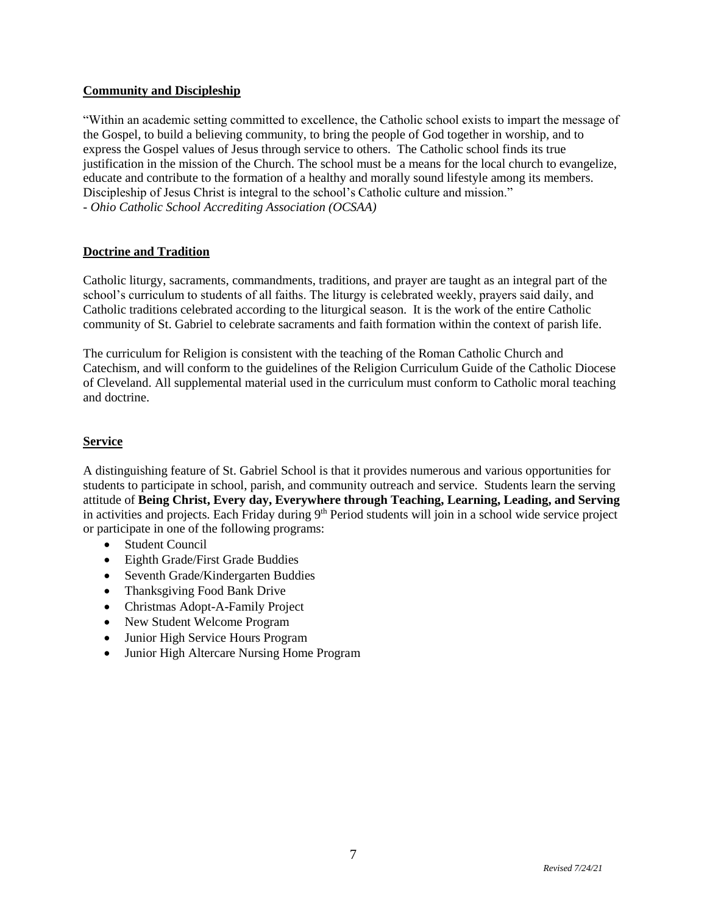## Community and Discipleship

"Within an academic setting committed to excellence, the Catholic school exists to impart the message of the Gospel, to build a believing community, to bring the people of God together in worship, and to express the Gospel values of Jesus through service to others. The Catholic school finds its true justification in the mission of the Church. The school must be a means for the local church to evangelize, educate and contribute to the formation of a healthy and morally sound lifestyle among its members. Discipleship of Jesus Christ is integral to the school's Catholic culture and mission."
*- Ohio Catholic School Accrediting Association (OCSAA)*

## Doctrine and Tradition

Catholic liturgy, sacraments, commandments, traditions, and prayer are taught as an integral part of the school's curriculum to students of all faiths. The liturgy is celebrated weekly, prayers said daily, and Catholic traditions celebrated according to the liturgical season. It is the work of the entire Catholic community of St. Gabriel to celebrate sacraments and faith formation within the context of parish life.

The curriculum for Religion is consistent with the teaching of the Roman Catholic Church and Catechism, and will conform to the guidelines of the Religion Curriculum Guide of the Catholic Diocese of Cleveland. All supplemental material used in the curriculum must conform to Catholic moral teaching and doctrine.

## Service

A distinguishing feature of St. Gabriel School is that it provides numerous and various opportunities for students to participate in school, parish, and community outreach and service. Students learn the serving attitude of **Being Christ, Every day, Everywhere through Teaching, Learning, Leading, and Serving** in activities and projects. Each Friday during 9th Period students will join in a school wide service project or participate in one of the following programs:

- Student Council
- Eighth Grade/First Grade Buddies
- Seventh Grade/Kindergarten Buddies
- Thanksgiving Food Bank Drive
- Christmas Adopt-A-Family Project
- New Student Welcome Program
- Junior High Service Hours Program
- Junior High Altercare Nursing Home Program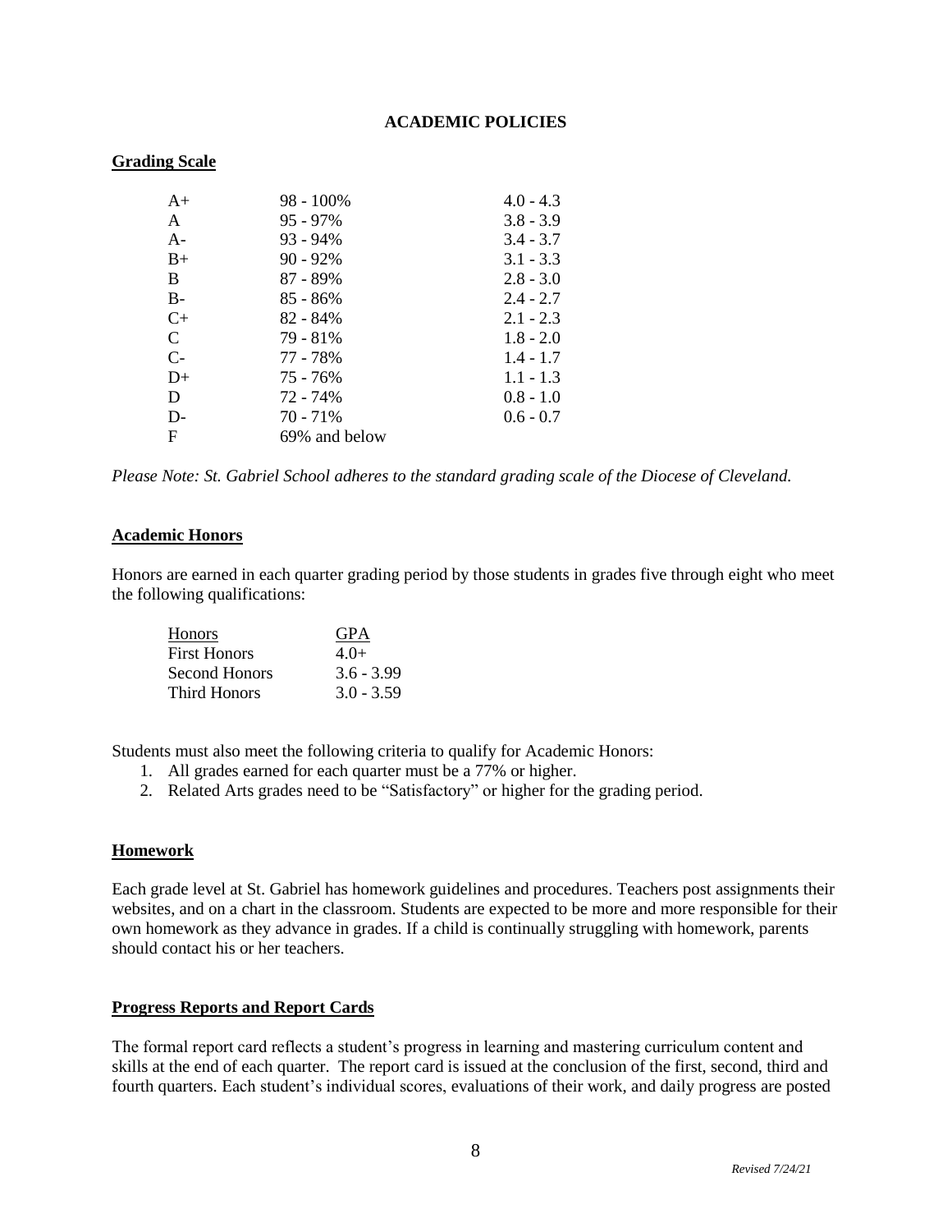# ACADEMIC POLICIES

## Grading Scale

| | | |
|---|---|---|
| A+ | 98 - 100% | 4.0 - 4.3 |
| A | 95 - 97% | 3.8 - 3.9 |
| A- | 93 - 94% | 3.4 - 3.7 |
| B+ | 90 - 92% | 3.1 - 3.3 |
| B | 87 - 89% | 2.8 - 3.0 |
| B- | 85 - 86% | 2.4 - 2.7 |
| C+ | 82 - 84% | 2.1 - 2.3 |
| C | 79 - 81% | 1.8 - 2.0 |
| C- | 77 - 78% | 1.4 - 1.7 |
| D+ | 75 - 76% | 1.1 - 1.3 |
| D | 72 - 74% | 0.8 - 1.0 |
| D- | 70 - 71% | 0.6 - 0.7 |
| F | 69% and below | |

*Please Note: St. Gabriel School adheres to the standard grading scale of the Diocese of Cleveland.*

## Academic Honors

Honors are earned in each quarter grading period by those students in grades five through eight who meet the following qualifications:

| Honors | GPA |
|---|---|
| First Honors | 4.0+ |
| Second Honors | 3.6 - 3.99 |
| Third Honors | 3.0 - 3.59 |

Students must also meet the following criteria to qualify for Academic Honors:

1. All grades earned for each quarter must be a 77% or higher.
2. Related Arts grades need to be "Satisfactory" or higher for the grading period.

## Homework

Each grade level at St. Gabriel has homework guidelines and procedures. Teachers post assignments their websites, and on a chart in the classroom. Students are expected to be more and more responsible for their own homework as they advance in grades. If a child is continually struggling with homework, parents should contact his or her teachers.

## Progress Reports and Report Cards

The formal report card reflects a student's progress in learning and mastering curriculum content and skills at the end of each quarter. The report card is issued at the conclusion of the first, second, third and fourth quarters. Each student's individual scores, evaluations of their work, and daily progress are posted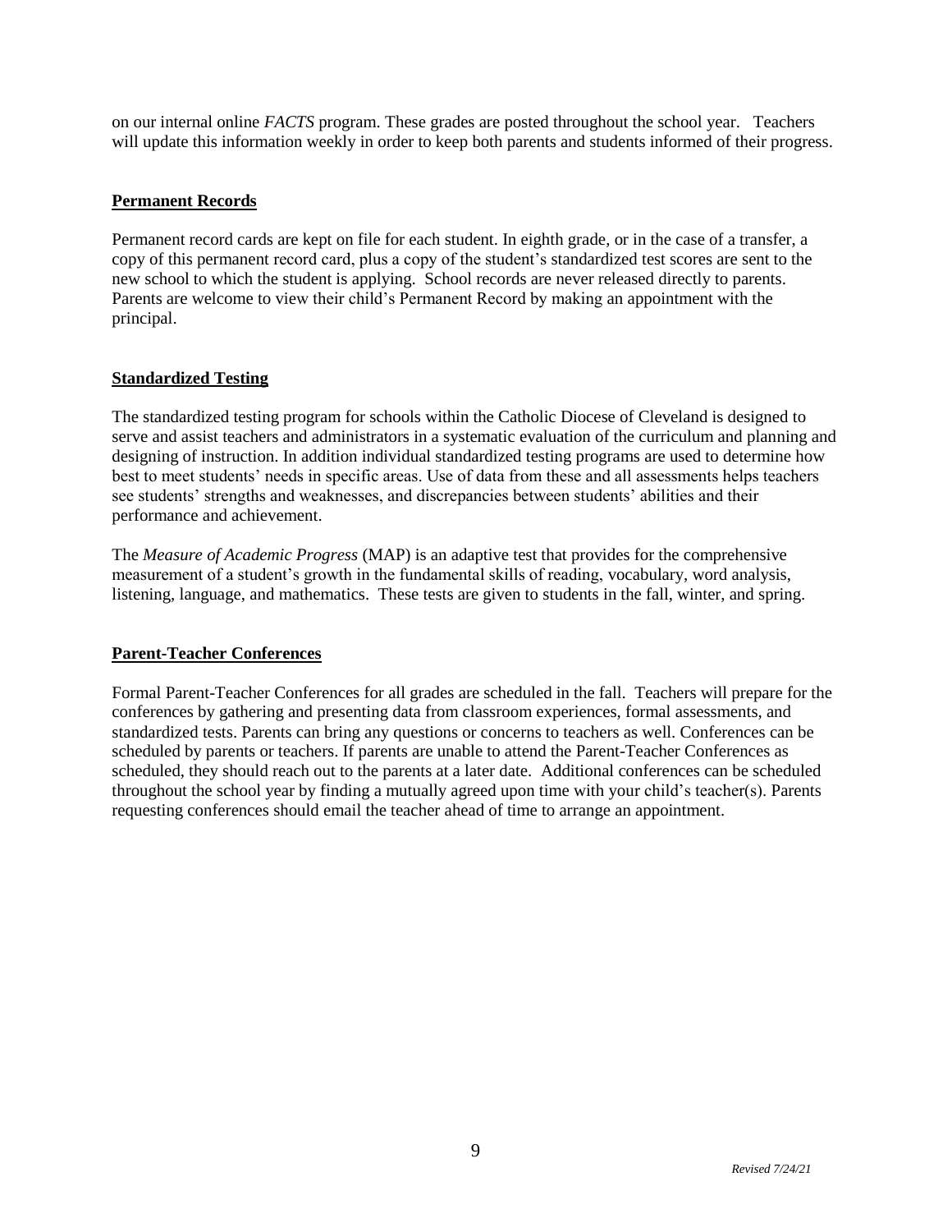on our internal online *FACTS* program. These grades are posted throughout the school year. Teachers will update this information weekly in order to keep both parents and students informed of their progress.

## Permanent Records

Permanent record cards are kept on file for each student. In eighth grade, or in the case of a transfer, a copy of this permanent record card, plus a copy of the student's standardized test scores are sent to the new school to which the student is applying. School records are never released directly to parents. Parents are welcome to view their child's Permanent Record by making an appointment with the principal.

## Standardized Testing

The standardized testing program for schools within the Catholic Diocese of Cleveland is designed to serve and assist teachers and administrators in a systematic evaluation of the curriculum and planning and designing of instruction. In addition individual standardized testing programs are used to determine how best to meet students' needs in specific areas. Use of data from these and all assessments helps teachers see students' strengths and weaknesses, and discrepancies between students' abilities and their performance and achievement.

The *Measure of Academic Progress* (MAP) is an adaptive test that provides for the comprehensive measurement of a student's growth in the fundamental skills of reading, vocabulary, word analysis, listening, language, and mathematics. These tests are given to students in the fall, winter, and spring.

## Parent-Teacher Conferences

Formal Parent-Teacher Conferences for all grades are scheduled in the fall. Teachers will prepare for the conferences by gathering and presenting data from classroom experiences, formal assessments, and standardized tests. Parents can bring any questions or concerns to teachers as well. Conferences can be scheduled by parents or teachers. If parents are unable to attend the Parent-Teacher Conferences as scheduled, they should reach out to the parents at a later date. Additional conferences can be scheduled throughout the school year by finding a mutually agreed upon time with your child's teacher(s). Parents requesting conferences should email the teacher ahead of time to arrange an appointment.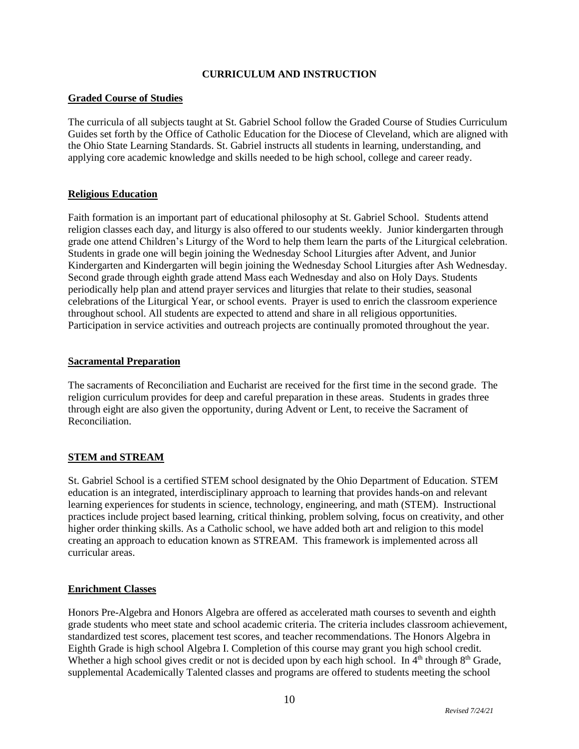# CURRICULUM AND INSTRUCTION

## Graded Course of Studies

The curricula of all subjects taught at St. Gabriel School follow the Graded Course of Studies Curriculum Guides set forth by the Office of Catholic Education for the Diocese of Cleveland, which are aligned with the Ohio State Learning Standards. St. Gabriel instructs all students in learning, understanding, and applying core academic knowledge and skills needed to be high school, college and career ready.

## Religious Education

Faith formation is an important part of educational philosophy at St. Gabriel School. Students attend religion classes each day, and liturgy is also offered to our students weekly. Junior kindergarten through grade one attend Children's Liturgy of the Word to help them learn the parts of the Liturgical celebration. Students in grade one will begin joining the Wednesday School Liturgies after Advent, and Junior Kindergarten and Kindergarten will begin joining the Wednesday School Liturgies after Ash Wednesday. Second grade through eighth grade attend Mass each Wednesday and also on Holy Days. Students periodically help plan and attend prayer services and liturgies that relate to their studies, seasonal celebrations of the Liturgical Year, or school events. Prayer is used to enrich the classroom experience throughout school. All students are expected to attend and share in all religious opportunities. Participation in service activities and outreach projects are continually promoted throughout the year.

## Sacramental Preparation

The sacraments of Reconciliation and Eucharist are received for the first time in the second grade. The religion curriculum provides for deep and careful preparation in these areas. Students in grades three through eight are also given the opportunity, during Advent or Lent, to receive the Sacrament of Reconciliation.

## STEM and STREAM

St. Gabriel School is a certified STEM school designated by the Ohio Department of Education. STEM education is an integrated, interdisciplinary approach to learning that provides hands-on and relevant learning experiences for students in science, technology, engineering, and math (STEM). Instructional practices include project based learning, critical thinking, problem solving, focus on creativity, and other higher order thinking skills. As a Catholic school, we have added both art and religion to this model creating an approach to education known as STREAM. This framework is implemented across all curricular areas.

## Enrichment Classes

Honors Pre-Algebra and Honors Algebra are offered as accelerated math courses to seventh and eighth grade students who meet state and school academic criteria. The criteria includes classroom achievement, standardized test scores, placement test scores, and teacher recommendations. The Honors Algebra in Eighth Grade is high school Algebra I. Completion of this course may grant you high school credit. Whether a high school gives credit or not is decided upon by each high school. In 4th through 8th Grade, supplemental Academically Talented classes and programs are offered to students meeting the school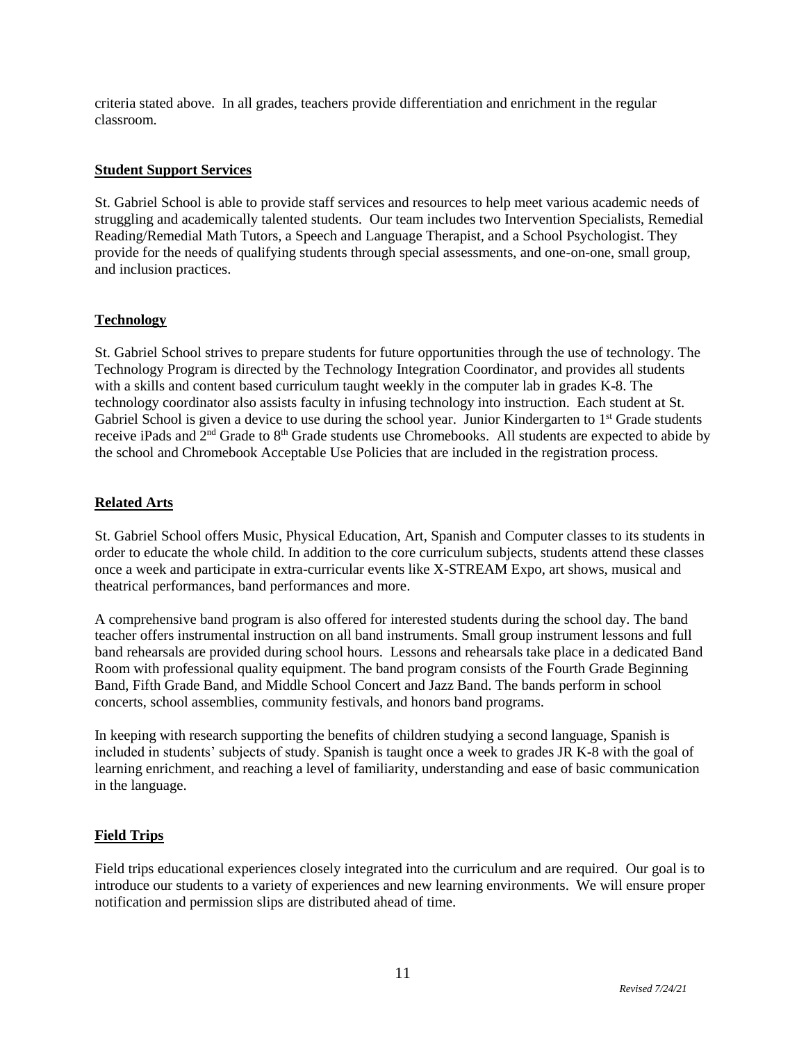criteria stated above. In all grades, teachers provide differentiation and enrichment in the regular classroom.

## Student Support Services

St. Gabriel School is able to provide staff services and resources to help meet various academic needs of struggling and academically talented students. Our team includes two Intervention Specialists, Remedial Reading/Remedial Math Tutors, a Speech and Language Therapist, and a School Psychologist. They provide for the needs of qualifying students through special assessments, and one-on-one, small group, and inclusion practices.

## Technology

St. Gabriel School strives to prepare students for future opportunities through the use of technology. The Technology Program is directed by the Technology Integration Coordinator, and provides all students with a skills and content based curriculum taught weekly in the computer lab in grades K-8. The technology coordinator also assists faculty in infusing technology into instruction. Each student at St. Gabriel School is given a device to use during the school year. Junior Kindergarten to 1st Grade students receive iPads and 2nd Grade to 8th Grade students use Chromebooks. All students are expected to abide by the school and Chromebook Acceptable Use Policies that are included in the registration process.

## Related Arts

St. Gabriel School offers Music, Physical Education, Art, Spanish and Computer classes to its students in order to educate the whole child. In addition to the core curriculum subjects, students attend these classes once a week and participate in extra-curricular events like X-STREAM Expo, art shows, musical and theatrical performances, band performances and more.

A comprehensive band program is also offered for interested students during the school day. The band teacher offers instrumental instruction on all band instruments. Small group instrument lessons and full band rehearsals are provided during school hours. Lessons and rehearsals take place in a dedicated Band Room with professional quality equipment. The band program consists of the Fourth Grade Beginning Band, Fifth Grade Band, and Middle School Concert and Jazz Band. The bands perform in school concerts, school assemblies, community festivals, and honors band programs.

In keeping with research supporting the benefits of children studying a second language, Spanish is included in students' subjects of study. Spanish is taught once a week to grades JR K-8 with the goal of learning enrichment, and reaching a level of familiarity, understanding and ease of basic communication in the language.

## Field Trips

Field trips educational experiences closely integrated into the curriculum and are required. Our goal is to introduce our students to a variety of experiences and new learning environments. We will ensure proper notification and permission slips are distributed ahead of time.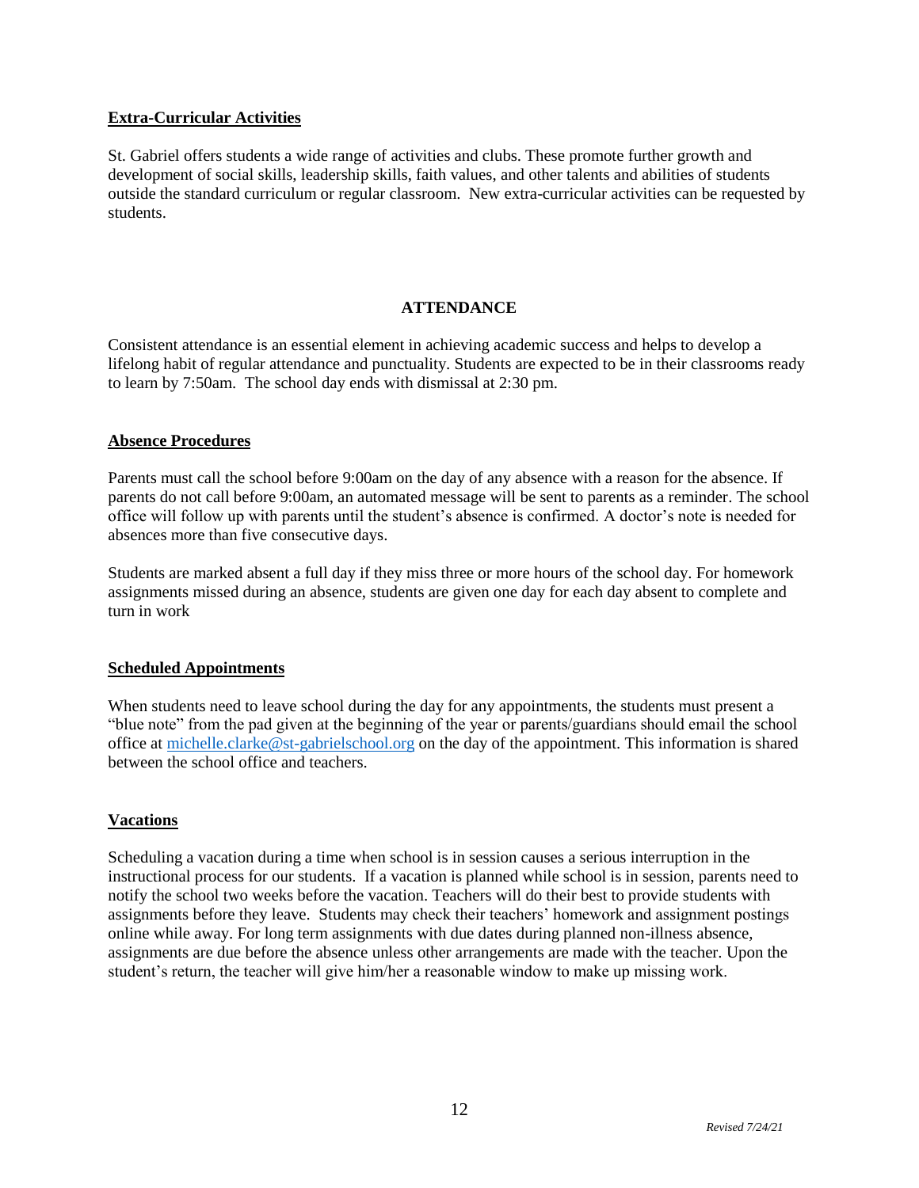## Extra-Curricular Activities

St. Gabriel offers students a wide range of activities and clubs. These promote further growth and development of social skills, leadership skills, faith values, and other talents and abilities of students outside the standard curriculum or regular classroom. New extra-curricular activities can be requested by students.

# ATTENDANCE

Consistent attendance is an essential element in achieving academic success and helps to develop a lifelong habit of regular attendance and punctuality. Students are expected to be in their classrooms ready to learn by 7:50am. The school day ends with dismissal at 2:30 pm.

## Absence Procedures

Parents must call the school before 9:00am on the day of any absence with a reason for the absence. If parents do not call before 9:00am, an automated message will be sent to parents as a reminder. The school office will follow up with parents until the student's absence is confirmed. A doctor's note is needed for absences more than five consecutive days.

Students are marked absent a full day if they miss three or more hours of the school day. For homework assignments missed during an absence, students are given one day for each day absent to complete and turn in work

## Scheduled Appointments

When students need to leave school during the day for any appointments, the students must present a "blue note" from the pad given at the beginning of the year or parents/guardians should email the school office at michelle.clarke@st-gabrielschool.org on the day of the appointment. This information is shared between the school office and teachers.

## Vacations

Scheduling a vacation during a time when school is in session causes a serious interruption in the instructional process for our students. If a vacation is planned while school is in session, parents need to notify the school two weeks before the vacation. Teachers will do their best to provide students with assignments before they leave. Students may check their teachers' homework and assignment postings online while away. For long term assignments with due dates during planned non-illness absence, assignments are due before the absence unless other arrangements are made with the teacher. Upon the student's return, the teacher will give him/her a reasonable window to make up missing work.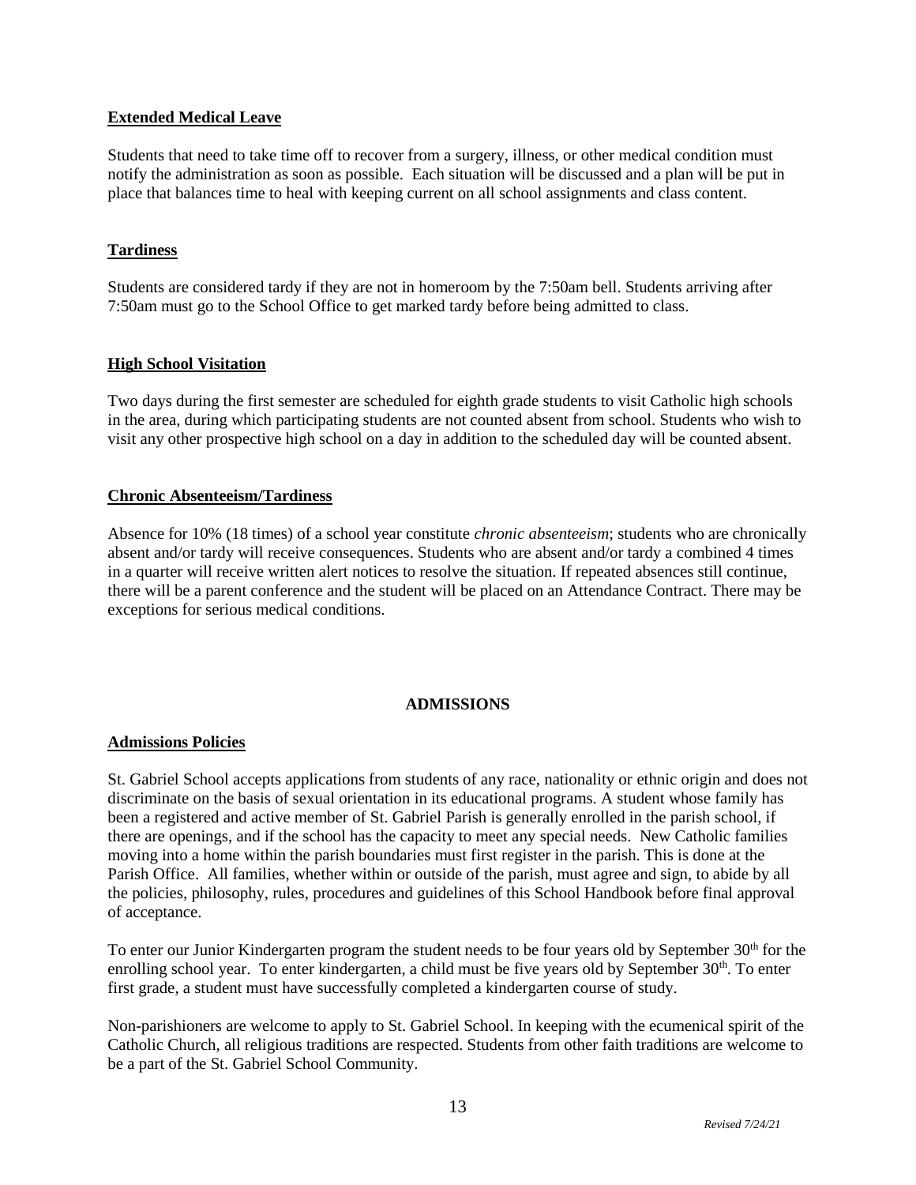### Extended Medical Leave

Students that need to take time off to recover from a surgery, illness, or other medical condition must notify the administration as soon as possible. Each situation will be discussed and a plan will be put in place that balances time to heal with keeping current on all school assignments and class content.

### Tardiness

Students are considered tardy if they are not in homeroom by the 7:50am bell. Students arriving after 7:50am must go to the School Office to get marked tardy before being admitted to class.

### High School Visitation

Two days during the first semester are scheduled for eighth grade students to visit Catholic high schools in the area, during which participating students are not counted absent from school. Students who wish to visit any other prospective high school on a day in addition to the scheduled day will be counted absent.

### Chronic Absenteeism/Tardiness

Absence for 10% (18 times) of a school year constitute *chronic absenteeism*; students who are chronically absent and/or tardy will receive consequences. Students who are absent and/or tardy a combined 4 times in a quarter will receive written alert notices to resolve the situation. If repeated absences still continue, there will be a parent conference and the student will be placed on an Attendance Contract. There may be exceptions for serious medical conditions.

## ADMISSIONS

### Admissions Policies

St. Gabriel School accepts applications from students of any race, nationality or ethnic origin and does not discriminate on the basis of sexual orientation in its educational programs. A student whose family has been a registered and active member of St. Gabriel Parish is generally enrolled in the parish school, if there are openings, and if the school has the capacity to meet any special needs. New Catholic families moving into a home within the parish boundaries must first register in the parish. This is done at the Parish Office. All families, whether within or outside of the parish, must agree and sign, to abide by all the policies, philosophy, rules, procedures and guidelines of this School Handbook before final approval of acceptance.

To enter our Junior Kindergarten program the student needs to be four years old by September 30th for the enrolling school year. To enter kindergarten, a child must be five years old by September 30th. To enter first grade, a student must have successfully completed a kindergarten course of study.

Non-parishioners are welcome to apply to St. Gabriel School. In keeping with the ecumenical spirit of the Catholic Church, all religious traditions are respected. Students from other faith traditions are welcome to be a part of the St. Gabriel School Community.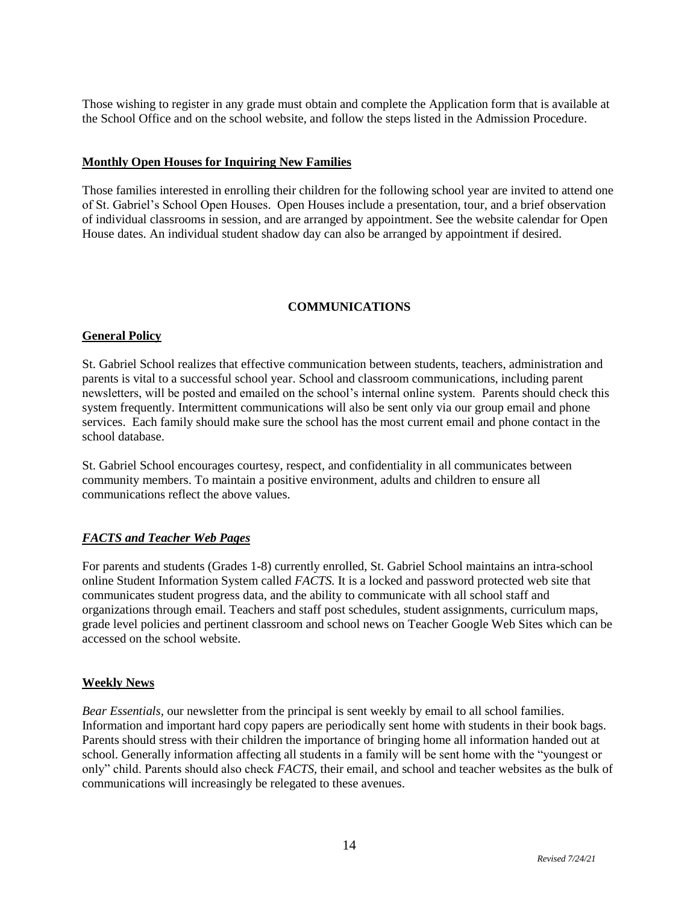Those wishing to register in any grade must obtain and complete the Application form that is available at the School Office and on the school website, and follow the steps listed in the Admission Procedure.

**Monthly Open Houses for Inquiring New Families**

Those families interested in enrolling their children for the following school year are invited to attend one of St. Gabriel's School Open Houses. Open Houses include a presentation, tour, and a brief observation of individual classrooms in session, and are arranged by appointment. See the website calendar for Open House dates. An individual student shadow day can also be arranged by appointment if desired.

## COMMUNICATIONS

**General Policy**

St. Gabriel School realizes that effective communication between students, teachers, administration and parents is vital to a successful school year. School and classroom communications, including parent newsletters, will be posted and emailed on the school's internal online system. Parents should check this system frequently. Intermittent communications will also be sent only via our group email and phone services. Each family should make sure the school has the most current email and phone contact in the school database.

St. Gabriel School encourages courtesy, respect, and confidentiality in all communicates between community members. To maintain a positive environment, adults and children to ensure all communications reflect the above values.

***FACTS and Teacher Web Pages***

For parents and students (Grades 1-8) currently enrolled, St. Gabriel School maintains an intra-school online Student Information System called *FACTS.* It is a locked and password protected web site that communicates student progress data, and the ability to communicate with all school staff and organizations through email. Teachers and staff post schedules, student assignments, curriculum maps, grade level policies and pertinent classroom and school news on Teacher Google Web Sites which can be accessed on the school website.

**Weekly News**

*Bear Essentials,* our newsletter from the principal is sent weekly by email to all school families. Information and important hard copy papers are periodically sent home with students in their book bags. Parents should stress with their children the importance of bringing home all information handed out at school. Generally information affecting all students in a family will be sent home with the "youngest or only" child. Parents should also check *FACTS,* their email, and school and teacher websites as the bulk of communications will increasingly be relegated to these avenues.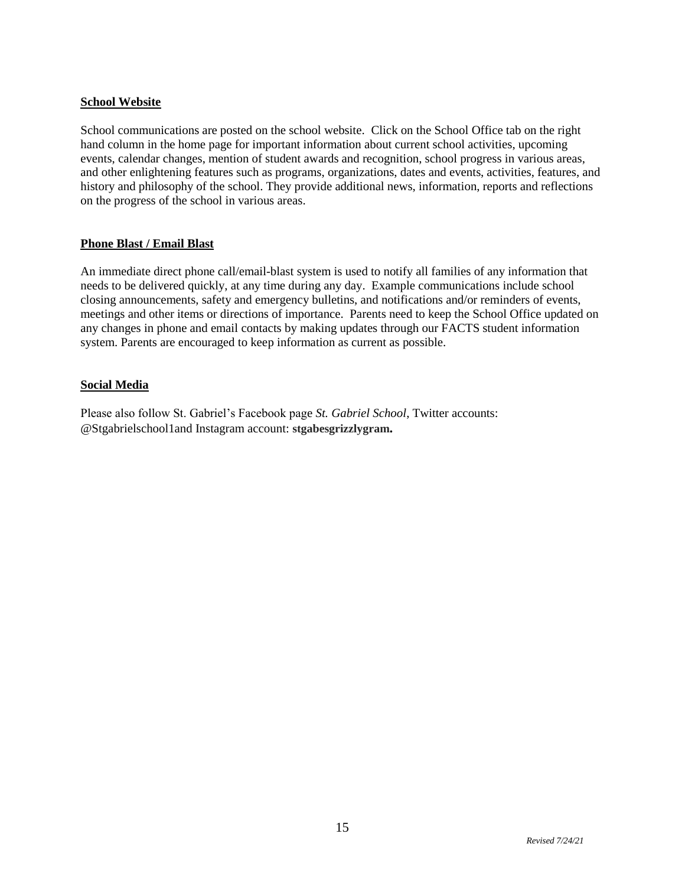## School Website

School communications are posted on the school website. Click on the School Office tab on the right hand column in the home page for important information about current school activities, upcoming events, calendar changes, mention of student awards and recognition, school progress in various areas, and other enlightening features such as programs, organizations, dates and events, activities, features, and history and philosophy of the school. They provide additional news, information, reports and reflections on the progress of the school in various areas.

## Phone Blast / Email Blast

An immediate direct phone call/email-blast system is used to notify all families of any information that needs to be delivered quickly, at any time during any day. Example communications include school closing announcements, safety and emergency bulletins, and notifications and/or reminders of events, meetings and other items or directions of importance. Parents need to keep the School Office updated on any changes in phone and email contacts by making updates through our FACTS student information system. Parents are encouraged to keep information as current as possible.

## Social Media

Please also follow St. Gabriel's Facebook page *St. Gabriel School*, Twitter accounts: @Stgabrielschool1and Instagram account: **stgabesgrizzlygram.**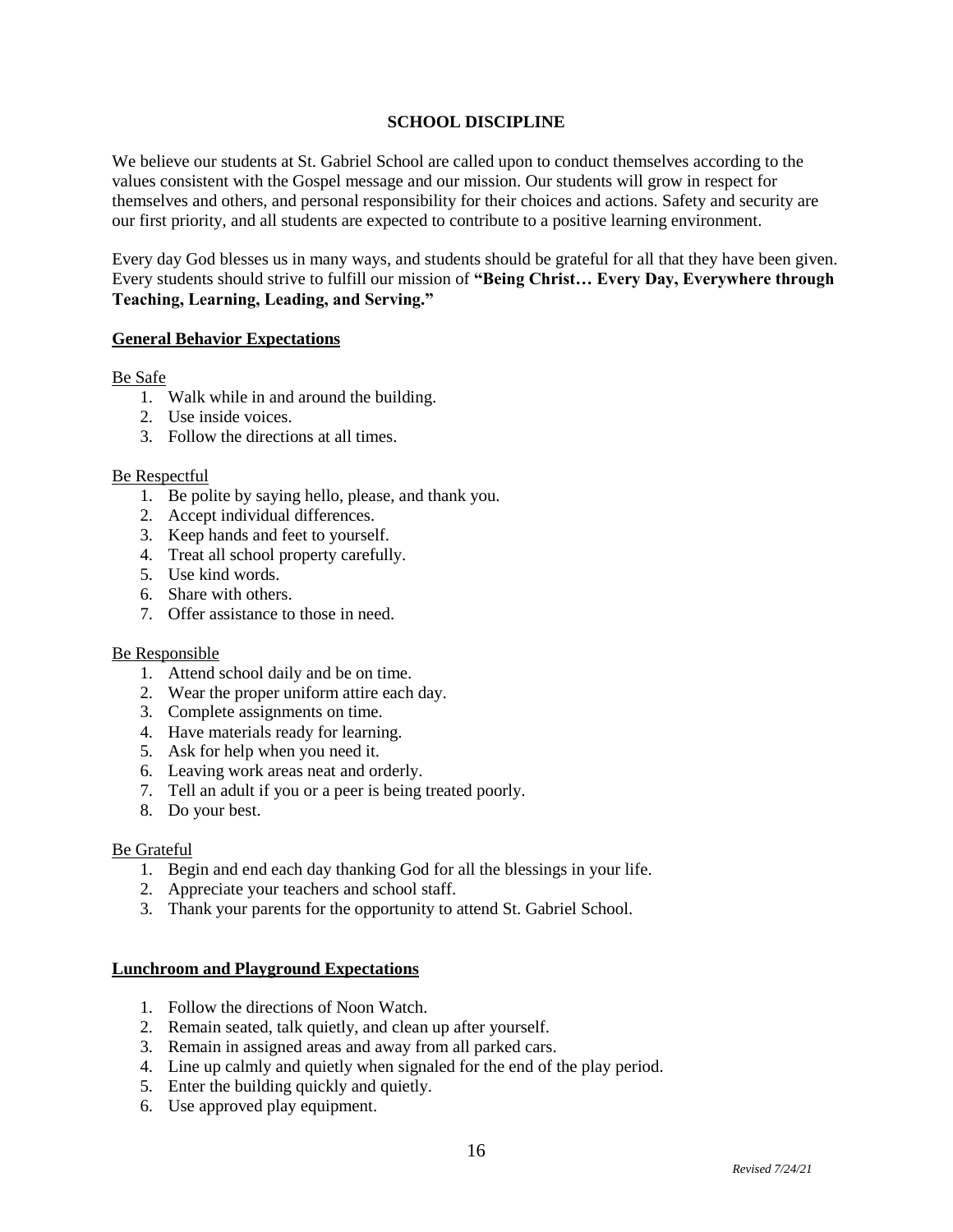## SCHOOL DISCIPLINE

We believe our students at St. Gabriel School are called upon to conduct themselves according to the values consistent with the Gospel message and our mission. Our students will grow in respect for themselves and others, and personal responsibility for their choices and actions. Safety and security are our first priority, and all students are expected to contribute to a positive learning environment.

Every day God blesses us in many ways, and students should be grateful for all that they have been given. Every students should strive to fulfill our mission of **"Being Christ… Every Day, Everywhere through Teaching, Learning, Leading, and Serving."**

### General Behavior Expectations

Be Safe

1. Walk while in and around the building.
2. Use inside voices.
3. Follow the directions at all times.

Be Respectful

1. Be polite by saying hello, please, and thank you.
2. Accept individual differences.
3. Keep hands and feet to yourself.
4. Treat all school property carefully.
5. Use kind words.
6. Share with others.
7. Offer assistance to those in need.

Be Responsible

1. Attend school daily and be on time.
2. Wear the proper uniform attire each day.
3. Complete assignments on time.
4. Have materials ready for learning.
5. Ask for help when you need it.
6. Leaving work areas neat and orderly.
7. Tell an adult if you or a peer is being treated poorly.
8. Do your best.

Be Grateful

1. Begin and end each day thanking God for all the blessings in your life.
2. Appreciate your teachers and school staff.
3. Thank your parents for the opportunity to attend St. Gabriel School.

### Lunchroom and Playground Expectations

1. Follow the directions of Noon Watch.
2. Remain seated, talk quietly, and clean up after yourself.
3. Remain in assigned areas and away from all parked cars.
4. Line up calmly and quietly when signaled for the end of the play period.
5. Enter the building quickly and quietly.
6. Use approved play equipment.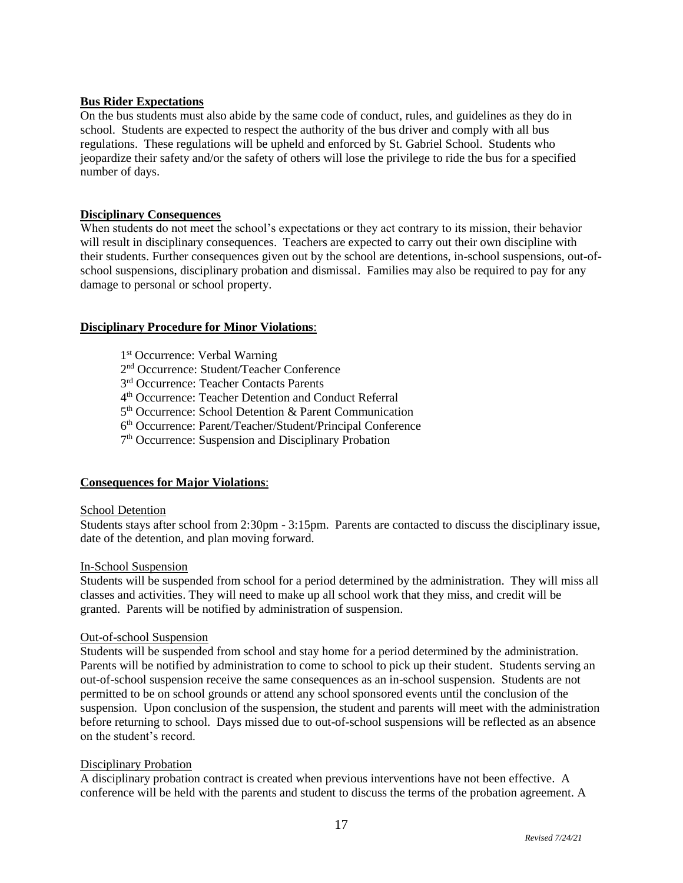**Bus Rider Expectations**

On the bus students must also abide by the same code of conduct, rules, and guidelines as they do in school. Students are expected to respect the authority of the bus driver and comply with all bus regulations. These regulations will be upheld and enforced by St. Gabriel School. Students who jeopardize their safety and/or the safety of others will lose the privilege to ride the bus for a specified number of days.

**Disciplinary Consequences**

When students do not meet the school's expectations or they act contrary to its mission, their behavior will result in disciplinary consequences. Teachers are expected to carry out their own discipline with their students. Further consequences given out by the school are detentions, in-school suspensions, out-of-school suspensions, disciplinary probation and dismissal. Families may also be required to pay for any damage to personal or school property.

**Disciplinary Procedure for Minor Violations**:

1st Occurrence: Verbal Warning
2nd Occurrence: Student/Teacher Conference
3rd Occurrence: Teacher Contacts Parents
4th Occurrence: Teacher Detention and Conduct Referral
5th Occurrence: School Detention & Parent Communication
6th Occurrence: Parent/Teacher/Student/Principal Conference
7th Occurrence: Suspension and Disciplinary Probation

**Consequences for Major Violations**:

School Detention

Students stays after school from 2:30pm - 3:15pm. Parents are contacted to discuss the disciplinary issue, date of the detention, and plan moving forward.

In-School Suspension

Students will be suspended from school for a period determined by the administration. They will miss all classes and activities. They will need to make up all school work that they miss, and credit will be granted. Parents will be notified by administration of suspension.

Out-of-school Suspension

Students will be suspended from school and stay home for a period determined by the administration. Parents will be notified by administration to come to school to pick up their student. Students serving an out-of-school suspension receive the same consequences as an in-school suspension. Students are not permitted to be on school grounds or attend any school sponsored events until the conclusion of the suspension. Upon conclusion of the suspension, the student and parents will meet with the administration before returning to school. Days missed due to out-of-school suspensions will be reflected as an absence on the student's record.

Disciplinary Probation

A disciplinary probation contract is created when previous interventions have not been effective. A conference will be held with the parents and student to discuss the terms of the probation agreement. A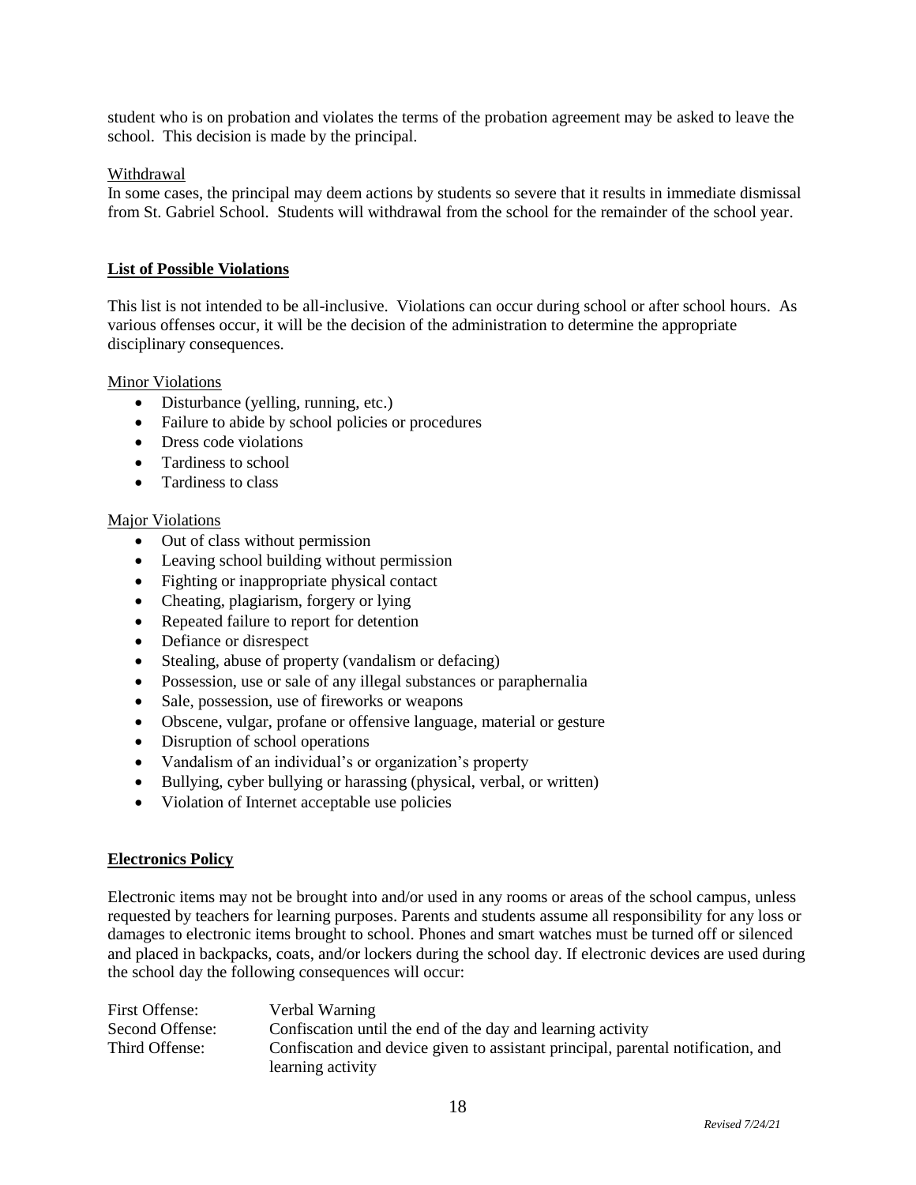student who is on probation and violates the terms of the probation agreement may be asked to leave the school. This decision is made by the principal.

Withdrawal

In some cases, the principal may deem actions by students so severe that it results in immediate dismissal from St. Gabriel School. Students will withdrawal from the school for the remainder of the school year.

## List of Possible Violations

This list is not intended to be all-inclusive. Violations can occur during school or after school hours. As various offenses occur, it will be the decision of the administration to determine the appropriate disciplinary consequences.

Minor Violations

- Disturbance (yelling, running, etc.)
- Failure to abide by school policies or procedures
- Dress code violations
- Tardiness to school
- Tardiness to class

Major Violations

- Out of class without permission
- Leaving school building without permission
- Fighting or inappropriate physical contact
- Cheating, plagiarism, forgery or lying
- Repeated failure to report for detention
- Defiance or disrespect
- Stealing, abuse of property (vandalism or defacing)
- Possession, use or sale of any illegal substances or paraphernalia
- Sale, possession, use of fireworks or weapons
- Obscene, vulgar, profane or offensive language, material or gesture
- Disruption of school operations
- Vandalism of an individual's or organization's property
- Bullying, cyber bullying or harassing (physical, verbal, or written)
- Violation of Internet acceptable use policies

## Electronics Policy

Electronic items may not be brought into and/or used in any rooms or areas of the school campus, unless requested by teachers for learning purposes. Parents and students assume all responsibility for any loss or damages to electronic items brought to school. Phones and smart watches must be turned off or silenced and placed in backpacks, coats, and/or lockers during the school day. If electronic devices are used during the school day the following consequences will occur:

| | |
|---|---|
| First Offense: | Verbal Warning |
| Second Offense: | Confiscation until the end of the day and learning activity |
| Third Offense: | Confiscation and device given to assistant principal, parental notification, and learning activity |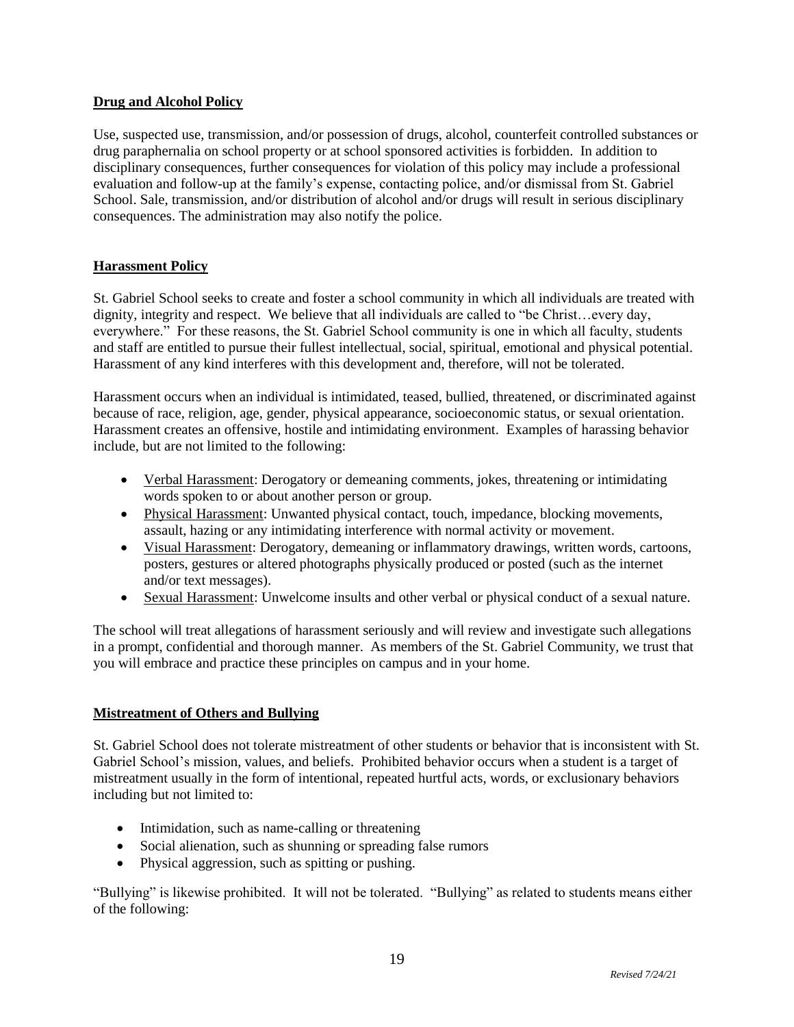## Drug and Alcohol Policy

Use, suspected use, transmission, and/or possession of drugs, alcohol, counterfeit controlled substances or drug paraphernalia on school property or at school sponsored activities is forbidden. In addition to disciplinary consequences, further consequences for violation of this policy may include a professional evaluation and follow-up at the family's expense, contacting police, and/or dismissal from St. Gabriel School. Sale, transmission, and/or distribution of alcohol and/or drugs will result in serious disciplinary consequences. The administration may also notify the police.

## Harassment Policy

St. Gabriel School seeks to create and foster a school community in which all individuals are treated with dignity, integrity and respect. We believe that all individuals are called to "be Christ…every day, everywhere." For these reasons, the St. Gabriel School community is one in which all faculty, students and staff are entitled to pursue their fullest intellectual, social, spiritual, emotional and physical potential. Harassment of any kind interferes with this development and, therefore, will not be tolerated.

Harassment occurs when an individual is intimidated, teased, bullied, threatened, or discriminated against because of race, religion, age, gender, physical appearance, socioeconomic status, or sexual orientation. Harassment creates an offensive, hostile and intimidating environment. Examples of harassing behavior include, but are not limited to the following:

- Verbal Harassment: Derogatory or demeaning comments, jokes, threatening or intimidating words spoken to or about another person or group.
- Physical Harassment: Unwanted physical contact, touch, impedance, blocking movements, assault, hazing or any intimidating interference with normal activity or movement.
- Visual Harassment: Derogatory, demeaning or inflammatory drawings, written words, cartoons, posters, gestures or altered photographs physically produced or posted (such as the internet and/or text messages).
- Sexual Harassment: Unwelcome insults and other verbal or physical conduct of a sexual nature.

The school will treat allegations of harassment seriously and will review and investigate such allegations in a prompt, confidential and thorough manner. As members of the St. Gabriel Community, we trust that you will embrace and practice these principles on campus and in your home.

## Mistreatment of Others and Bullying

St. Gabriel School does not tolerate mistreatment of other students or behavior that is inconsistent with St. Gabriel School's mission, values, and beliefs. Prohibited behavior occurs when a student is a target of mistreatment usually in the form of intentional, repeated hurtful acts, words, or exclusionary behaviors including but not limited to:

- Intimidation, such as name-calling or threatening
- Social alienation, such as shunning or spreading false rumors
- Physical aggression, such as spitting or pushing.

"Bullying" is likewise prohibited. It will not be tolerated. "Bullying" as related to students means either of the following: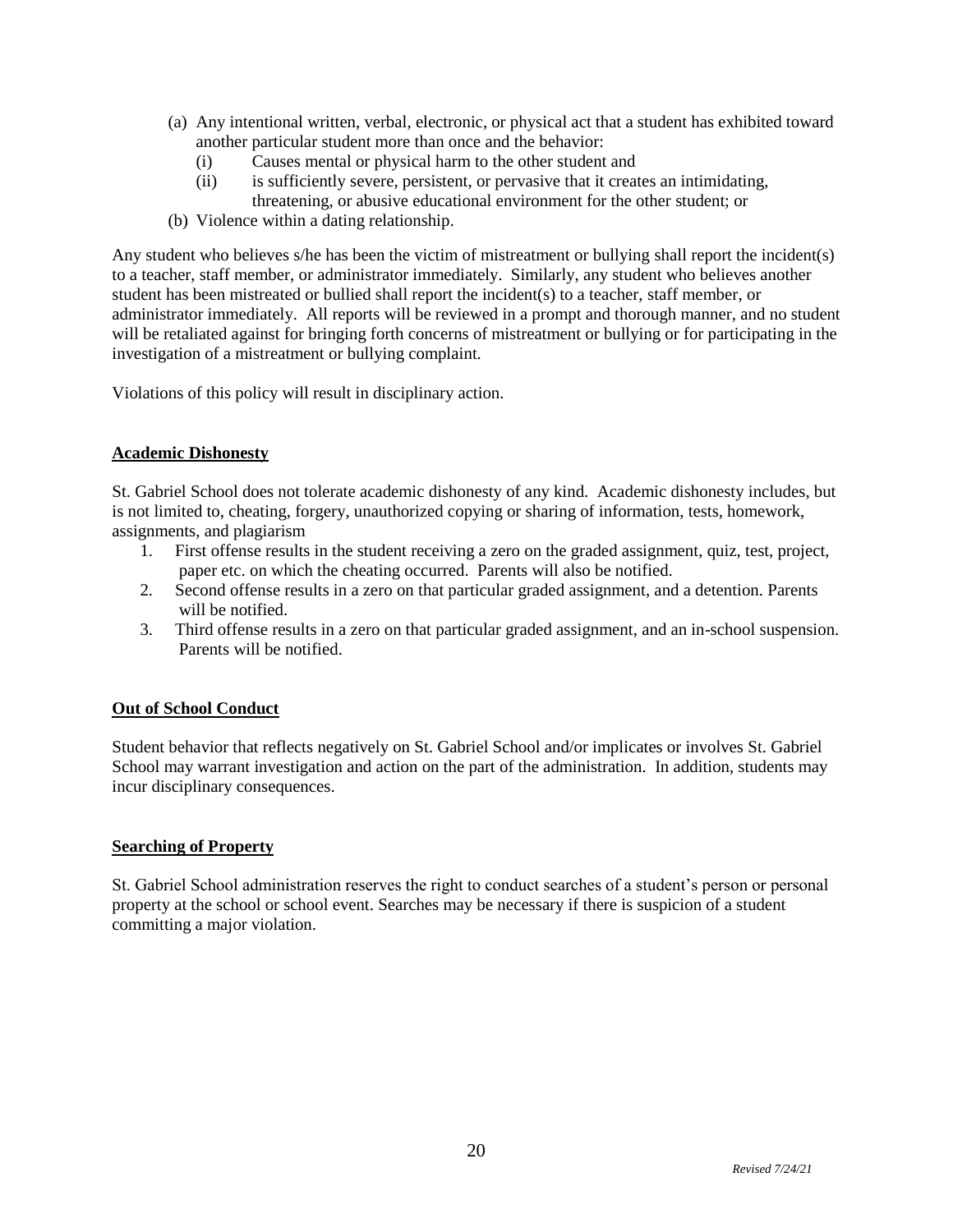(a) Any intentional written, verbal, electronic, or physical act that a student has exhibited toward another particular student more than once and the behavior:
   (i) Causes mental or physical harm to the other student and
   (ii) is sufficiently severe, persistent, or pervasive that it creates an intimidating, threatening, or abusive educational environment for the other student; or

(b) Violence within a dating relationship.

Any student who believes s/he has been the victim of mistreatment or bullying shall report the incident(s) to a teacher, staff member, or administrator immediately. Similarly, any student who believes another student has been mistreated or bullied shall report the incident(s) to a teacher, staff member, or administrator immediately. All reports will be reviewed in a prompt and thorough manner, and no student will be retaliated against for bringing forth concerns of mistreatment or bullying or for participating in the investigation of a mistreatment or bullying complaint.

Violations of this policy will result in disciplinary action.

**Academic Dishonesty**

St. Gabriel School does not tolerate academic dishonesty of any kind. Academic dishonesty includes, but is not limited to, cheating, forgery, unauthorized copying or sharing of information, tests, homework, assignments, and plagiarism

1. First offense results in the student receiving a zero on the graded assignment, quiz, test, project, paper etc. on which the cheating occurred. Parents will also be notified.
2. Second offense results in a zero on that particular graded assignment, and a detention. Parents will be notified.
3. Third offense results in a zero on that particular graded assignment, and an in-school suspension. Parents will be notified.

**Out of School Conduct**

Student behavior that reflects negatively on St. Gabriel School and/or implicates or involves St. Gabriel School may warrant investigation and action on the part of the administration. In addition, students may incur disciplinary consequences.

**Searching of Property**

St. Gabriel School administration reserves the right to conduct searches of a student's person or personal property at the school or school event. Searches may be necessary if there is suspicion of a student committing a major violation.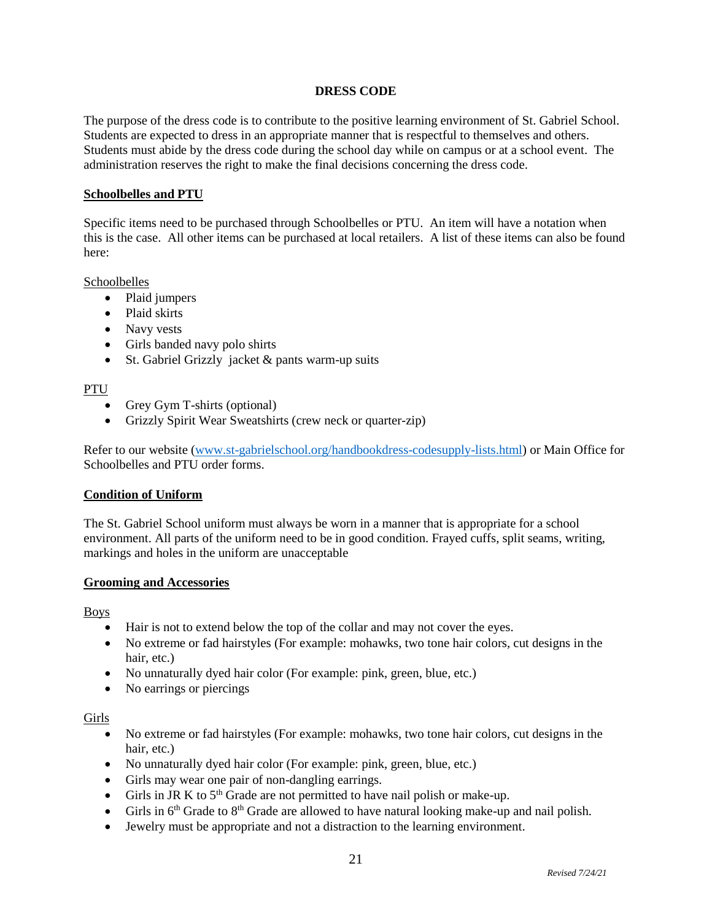# DRESS CODE

The purpose of the dress code is to contribute to the positive learning environment of St. Gabriel School. Students are expected to dress in an appropriate manner that is respectful to themselves and others. Students must abide by the dress code during the school day while on campus or at a school event. The administration reserves the right to make the final decisions concerning the dress code.

## Schoolbelles and PTU

Specific items need to be purchased through Schoolbelles or PTU. An item will have a notation when this is the case. All other items can be purchased at local retailers. A list of these items can also be found here:

Schoolbelles

- Plaid jumpers
- Plaid skirts
- Navy vests
- Girls banded navy polo shirts
- St. Gabriel Grizzly jacket & pants warm-up suits

PTU

- Grey Gym T-shirts (optional)
- Grizzly Spirit Wear Sweatshirts (crew neck or quarter-zip)

Refer to our website (www.st-gabrielschool.org/handbookdress-codesupply-lists.html) or Main Office for Schoolbelles and PTU order forms.

## Condition of Uniform

The St. Gabriel School uniform must always be worn in a manner that is appropriate for a school environment. All parts of the uniform need to be in good condition. Frayed cuffs, split seams, writing, markings and holes in the uniform are unacceptable

## Grooming and Accessories

Boys

- Hair is not to extend below the top of the collar and may not cover the eyes.
- No extreme or fad hairstyles (For example: mohawks, two tone hair colors, cut designs in the hair, etc.)
- No unnaturally dyed hair color (For example: pink, green, blue, etc.)
- No earrings or piercings

Girls

- No extreme or fad hairstyles (For example: mohawks, two tone hair colors, cut designs in the hair, etc.)
- No unnaturally dyed hair color (For example: pink, green, blue, etc.)
- Girls may wear one pair of non-dangling earrings.
- Girls in JR K to 5th Grade are not permitted to have nail polish or make-up.
- Girls in 6th Grade to 8th Grade are allowed to have natural looking make-up and nail polish.
- Jewelry must be appropriate and not a distraction to the learning environment.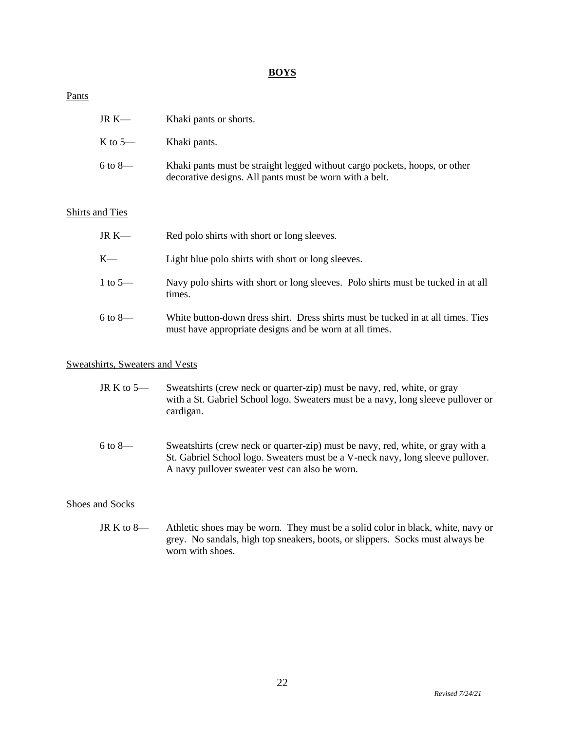## BOYS

Pants

JR K— Khaki pants or shorts.

K to 5— Khaki pants.

6 to 8— Khaki pants must be straight legged without cargo pockets, hoops, or other decorative designs. All pants must be worn with a belt.

Shirts and Ties

JR K— Red polo shirts with short or long sleeves.

K— Light blue polo shirts with short or long sleeves.

1 to 5— Navy polo shirts with short or long sleeves. Polo shirts must be tucked in at all times.

6 to 8— White button-down dress shirt. Dress shirts must be tucked in at all times. Ties must have appropriate designs and be worn at all times.

Sweatshirts, Sweaters and Vests

JR K to 5— Sweatshirts (crew neck or quarter-zip) must be navy, red, white, or gray with a St. Gabriel School logo. Sweaters must be a navy, long sleeve pullover or cardigan.

6 to 8— Sweatshirts (crew neck or quarter-zip) must be navy, red, white, or gray with a St. Gabriel School logo. Sweaters must be a V-neck navy, long sleeve pullover. A navy pullover sweater vest can also be worn.

Shoes and Socks

JR K to 8— Athletic shoes may be worn. They must be a solid color in black, white, navy or grey. No sandals, high top sneakers, boots, or slippers. Socks must always be worn with shoes.

*Revised 7/24/21*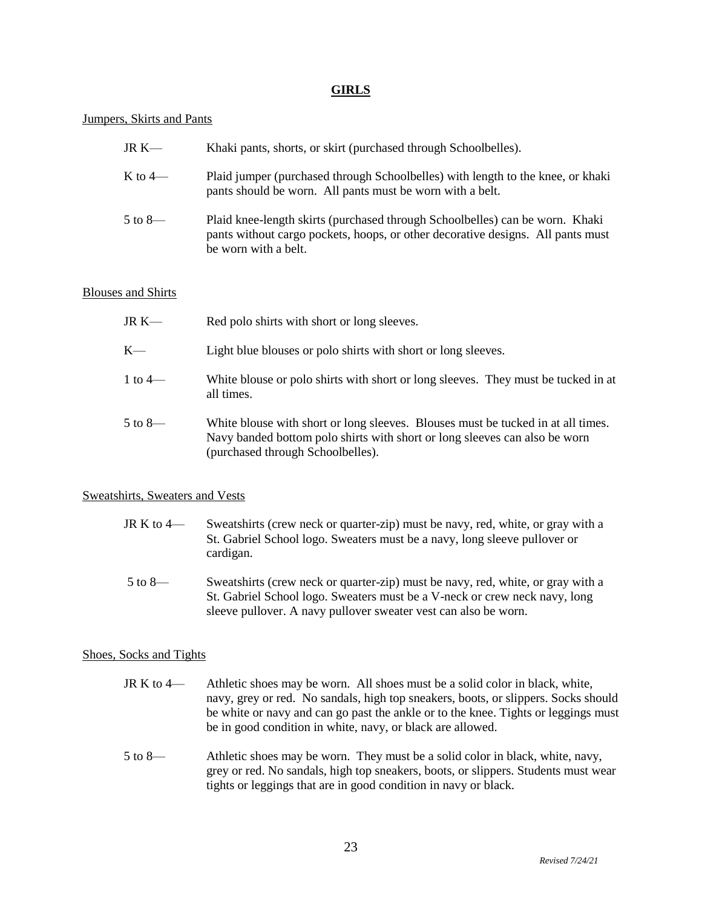## GIRLS

Jumpers, Skirts and Pants

JR K— Khaki pants, shorts, or skirt (purchased through Schoolbelles).

K to 4— Plaid jumper (purchased through Schoolbelles) with length to the knee, or khaki pants should be worn. All pants must be worn with a belt.

5 to 8— Plaid knee-length skirts (purchased through Schoolbelles) can be worn. Khaki pants without cargo pockets, hoops, or other decorative designs. All pants must be worn with a belt.

Blouses and Shirts

JR K— Red polo shirts with short or long sleeves.

K— Light blue blouses or polo shirts with short or long sleeves.

1 to 4— White blouse or polo shirts with short or long sleeves. They must be tucked in at all times.

5 to 8— White blouse with short or long sleeves. Blouses must be tucked in at all times. Navy banded bottom polo shirts with short or long sleeves can also be worn (purchased through Schoolbelles).

Sweatshirts, Sweaters and Vests

JR K to 4— Sweatshirts (crew neck or quarter-zip) must be navy, red, white, or gray with a St. Gabriel School logo. Sweaters must be a navy, long sleeve pullover or cardigan.

5 to 8— Sweatshirts (crew neck or quarter-zip) must be navy, red, white, or gray with a St. Gabriel School logo. Sweaters must be a V-neck or crew neck navy, long sleeve pullover. A navy pullover sweater vest can also be worn.

Shoes, Socks and Tights

JR K to 4— Athletic shoes may be worn. All shoes must be a solid color in black, white, navy, grey or red. No sandals, high top sneakers, boots, or slippers. Socks should be white or navy and can go past the ankle or to the knee. Tights or leggings must be in good condition in white, navy, or black are allowed.

5 to 8— Athletic shoes may be worn. They must be a solid color in black, white, navy, grey or red. No sandals, high top sneakers, boots, or slippers. Students must wear tights or leggings that are in good condition in navy or black.

*Revised 7/24/21*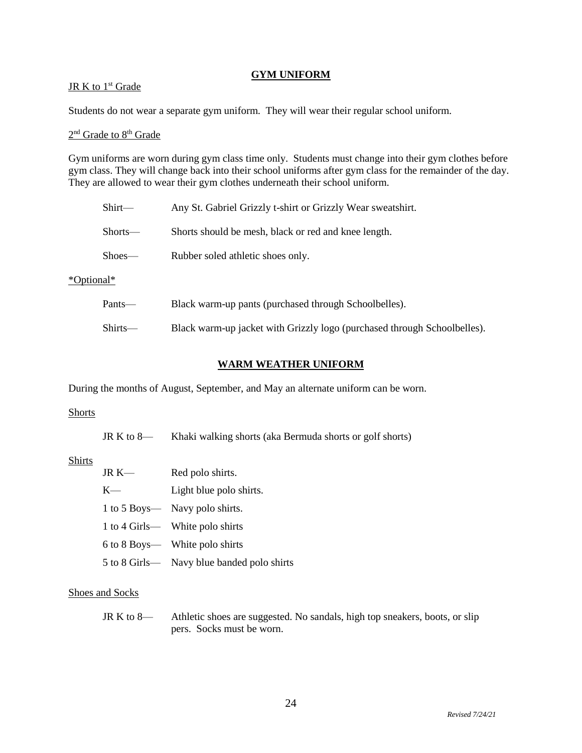## GYM UNIFORM

JR K to 1st Grade

Students do not wear a separate gym uniform. They will wear their regular school uniform.

2nd Grade to 8th Grade

Gym uniforms are worn during gym class time only. Students must change into their gym clothes before gym class. They will change back into their school uniforms after gym class for the remainder of the day. They are allowed to wear their gym clothes underneath their school uniform.

- Shirt— Any St. Gabriel Grizzly t-shirt or Grizzly Wear sweatshirt.
- Shorts— Shorts should be mesh, black or red and knee length.
- Shoes— Rubber soled athletic shoes only.

*Optional*

- Pants— Black warm-up pants (purchased through Schoolbelles).
- Shirts— Black warm-up jacket with Grizzly logo (purchased through Schoolbelles).

## WARM WEATHER UNIFORM

During the months of August, September, and May an alternate uniform can be worn.

Shorts

- JR K to 8— Khaki walking shorts (aka Bermuda shorts or golf shorts)

Shirts

- JR K— Red polo shirts.
- K— Light blue polo shirts.
- 1 to 5 Boys— Navy polo shirts.
- 1 to 4 Girls— White polo shirts
- 6 to 8 Boys— White polo shirts
- 5 to 8 Girls— Navy blue banded polo shirts

Shoes and Socks

- JR K to 8— Athletic shoes are suggested. No sandals, high top sneakers, boots, or slip pers. Socks must be worn.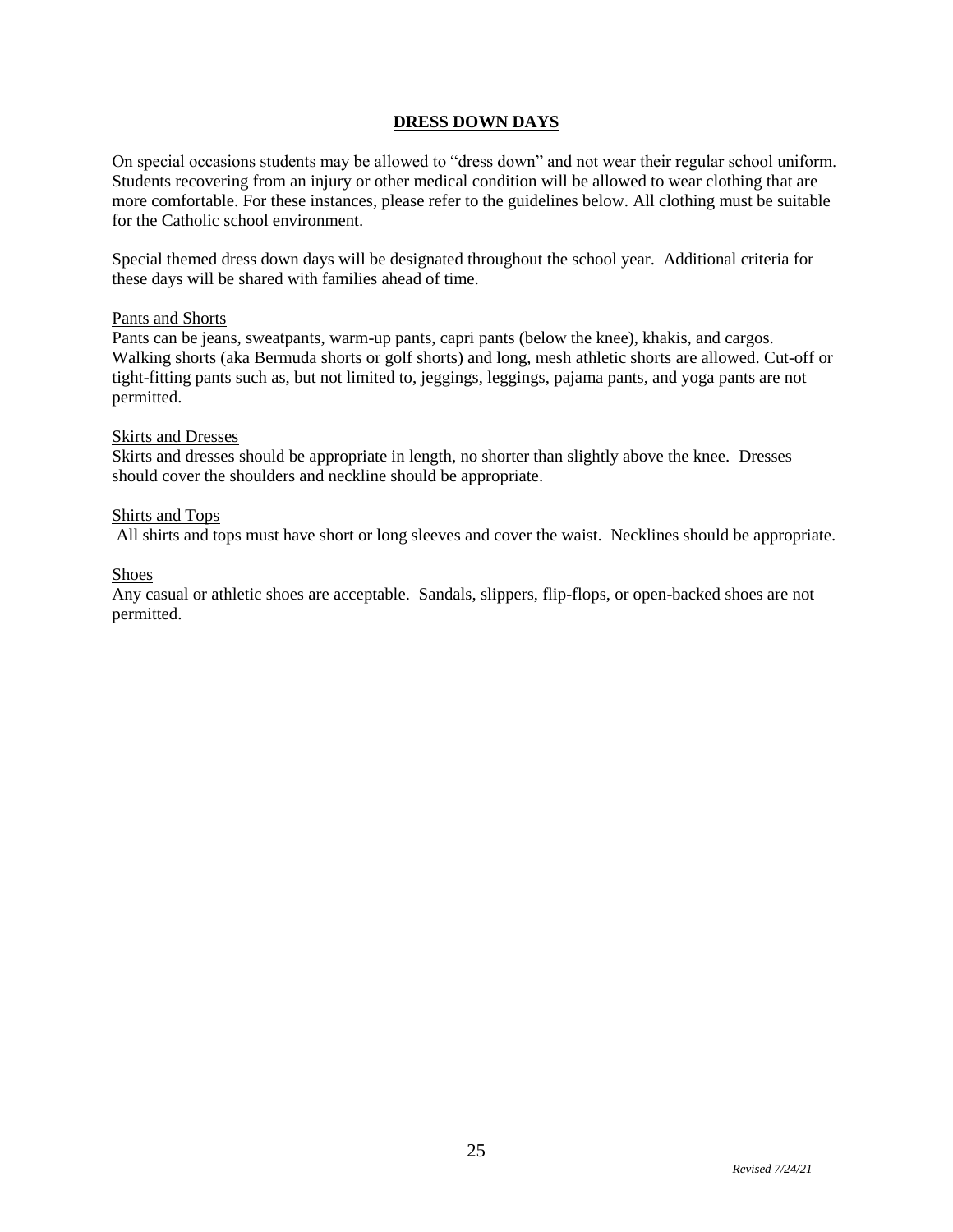## DRESS DOWN DAYS

On special occasions students may be allowed to "dress down" and not wear their regular school uniform. Students recovering from an injury or other medical condition will be allowed to wear clothing that are more comfortable. For these instances, please refer to the guidelines below. All clothing must be suitable for the Catholic school environment.

Special themed dress down days will be designated throughout the school year. Additional criteria for these days will be shared with families ahead of time.

### Pants and Shorts

Pants can be jeans, sweatpants, warm-up pants, capri pants (below the knee), khakis, and cargos. Walking shorts (aka Bermuda shorts or golf shorts) and long, mesh athletic shorts are allowed. Cut-off or tight-fitting pants such as, but not limited to, jeggings, leggings, pajama pants, and yoga pants are not permitted.

### Skirts and Dresses

Skirts and dresses should be appropriate in length, no shorter than slightly above the knee. Dresses should cover the shoulders and neckline should be appropriate.

### Shirts and Tops

All shirts and tops must have short or long sleeves and cover the waist. Necklines should be appropriate.

### Shoes

Any casual or athletic shoes are acceptable. Sandals, slippers, flip-flops, or open-backed shoes are not permitted.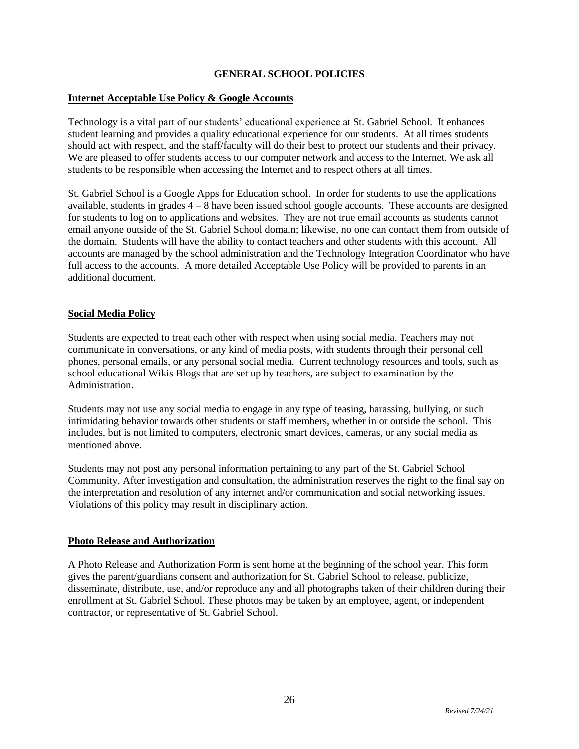## GENERAL SCHOOL POLICIES

### Internet Acceptable Use Policy & Google Accounts

Technology is a vital part of our students' educational experience at St. Gabriel School. It enhances student learning and provides a quality educational experience for our students. At all times students should act with respect, and the staff/faculty will do their best to protect our students and their privacy. We are pleased to offer students access to our computer network and access to the Internet. We ask all students to be responsible when accessing the Internet and to respect others at all times.

St. Gabriel School is a Google Apps for Education school. In order for students to use the applications available, students in grades 4 – 8 have been issued school google accounts. These accounts are designed for students to log on to applications and websites. They are not true email accounts as students cannot email anyone outside of the St. Gabriel School domain; likewise, no one can contact them from outside of the domain. Students will have the ability to contact teachers and other students with this account. All accounts are managed by the school administration and the Technology Integration Coordinator who have full access to the accounts. A more detailed Acceptable Use Policy will be provided to parents in an additional document.

### Social Media Policy

Students are expected to treat each other with respect when using social media. Teachers may not communicate in conversations, or any kind of media posts, with students through their personal cell phones, personal emails, or any personal social media. Current technology resources and tools, such as school educational Wikis Blogs that are set up by teachers, are subject to examination by the Administration.

Students may not use any social media to engage in any type of teasing, harassing, bullying, or such intimidating behavior towards other students or staff members, whether in or outside the school. This includes, but is not limited to computers, electronic smart devices, cameras, or any social media as mentioned above.

Students may not post any personal information pertaining to any part of the St. Gabriel School Community. After investigation and consultation, the administration reserves the right to the final say on the interpretation and resolution of any internet and/or communication and social networking issues. Violations of this policy may result in disciplinary action.

### Photo Release and Authorization

A Photo Release and Authorization Form is sent home at the beginning of the school year. This form gives the parent/guardians consent and authorization for St. Gabriel School to release, publicize, disseminate, distribute, use, and/or reproduce any and all photographs taken of their children during their enrollment at St. Gabriel School. These photos may be taken by an employee, agent, or independent contractor, or representative of St. Gabriel School.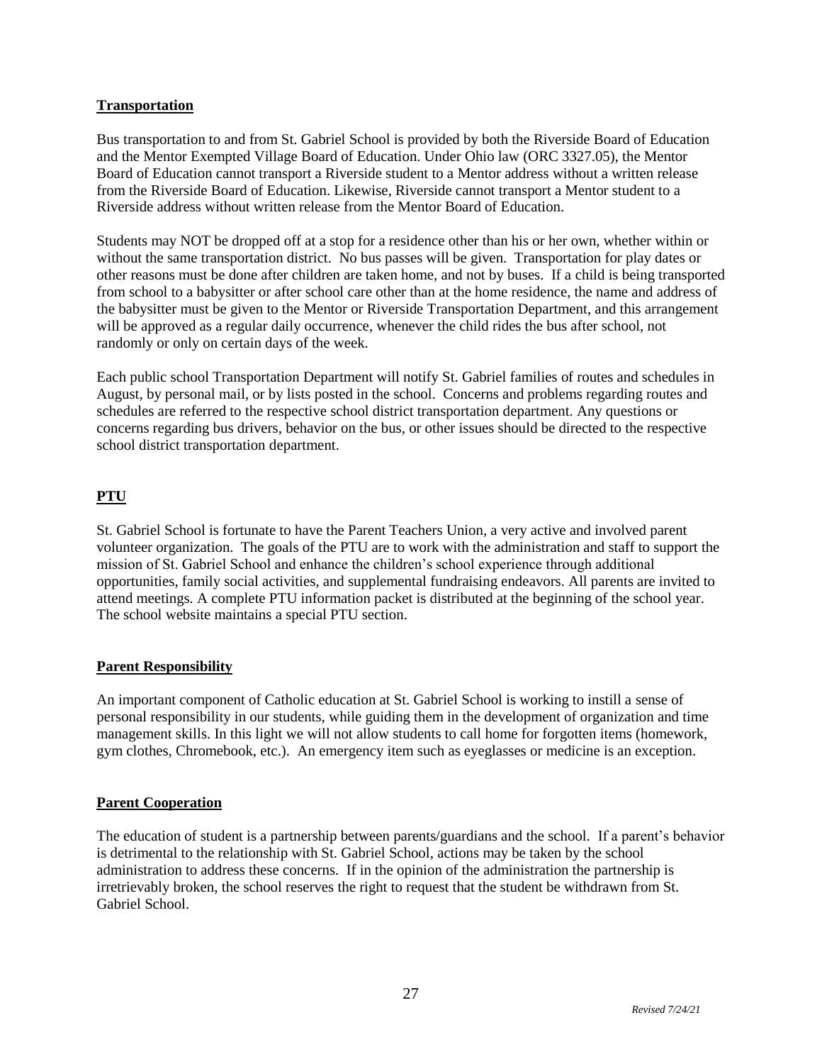## Transportation

Bus transportation to and from St. Gabriel School is provided by both the Riverside Board of Education and the Mentor Exempted Village Board of Education. Under Ohio law (ORC 3327.05), the Mentor Board of Education cannot transport a Riverside student to a Mentor address without a written release from the Riverside Board of Education. Likewise, Riverside cannot transport a Mentor student to a Riverside address without written release from the Mentor Board of Education.

Students may NOT be dropped off at a stop for a residence other than his or her own, whether within or without the same transportation district. No bus passes will be given. Transportation for play dates or other reasons must be done after children are taken home, and not by buses. If a child is being transported from school to a babysitter or after school care other than at the home residence, the name and address of the babysitter must be given to the Mentor or Riverside Transportation Department, and this arrangement will be approved as a regular daily occurrence, whenever the child rides the bus after school, not randomly or only on certain days of the week.

Each public school Transportation Department will notify St. Gabriel families of routes and schedules in August, by personal mail, or by lists posted in the school. Concerns and problems regarding routes and schedules are referred to the respective school district transportation department. Any questions or concerns regarding bus drivers, behavior on the bus, or other issues should be directed to the respective school district transportation department.

## PTU

St. Gabriel School is fortunate to have the Parent Teachers Union, a very active and involved parent volunteer organization. The goals of the PTU are to work with the administration and staff to support the mission of St. Gabriel School and enhance the children's school experience through additional opportunities, family social activities, and supplemental fundraising endeavors. All parents are invited to attend meetings. A complete PTU information packet is distributed at the beginning of the school year. The school website maintains a special PTU section.

## Parent Responsibility

An important component of Catholic education at St. Gabriel School is working to instill a sense of personal responsibility in our students, while guiding them in the development of organization and time management skills. In this light we will not allow students to call home for forgotten items (homework, gym clothes, Chromebook, etc.). An emergency item such as eyeglasses or medicine is an exception.

## Parent Cooperation

The education of student is a partnership between parents/guardians and the school. If a parent's behavior is detrimental to the relationship with St. Gabriel School, actions may be taken by the school administration to address these concerns. If in the opinion of the administration the partnership is irretrievably broken, the school reserves the right to request that the student be withdrawn from St. Gabriel School.

*Revised 7/24/21*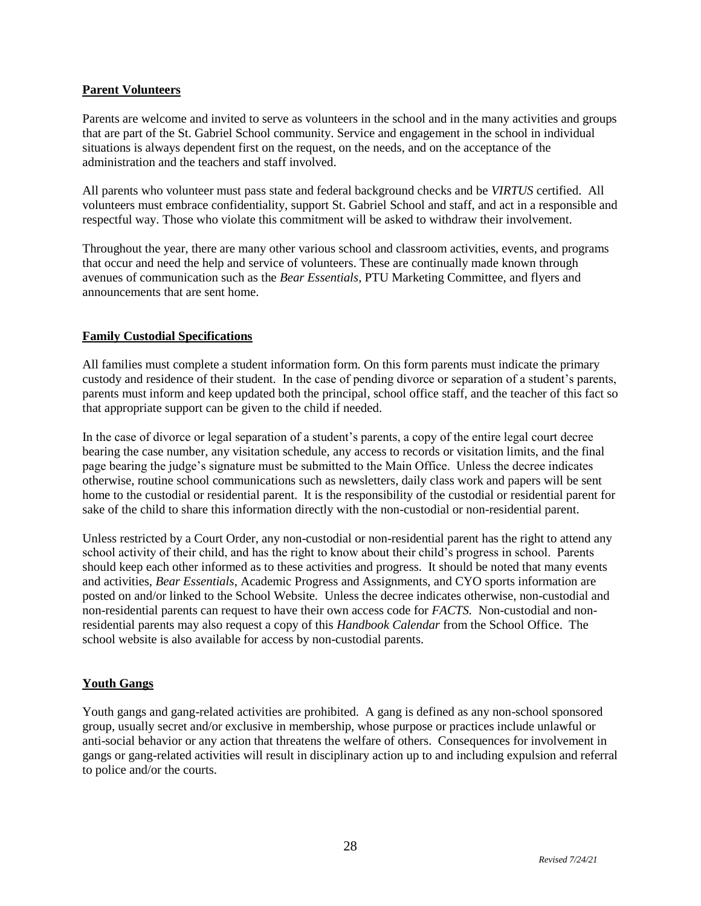## Parent Volunteers

Parents are welcome and invited to serve as volunteers in the school and in the many activities and groups that are part of the St. Gabriel School community. Service and engagement in the school in individual situations is always dependent first on the request, on the needs, and on the acceptance of the administration and the teachers and staff involved.

All parents who volunteer must pass state and federal background checks and be *VIRTUS* certified. All volunteers must embrace confidentiality, support St. Gabriel School and staff, and act in a responsible and respectful way. Those who violate this commitment will be asked to withdraw their involvement.

Throughout the year, there are many other various school and classroom activities, events, and programs that occur and need the help and service of volunteers. These are continually made known through avenues of communication such as the *Bear Essentials,* PTU Marketing Committee, and flyers and announcements that are sent home.

## Family Custodial Specifications

All families must complete a student information form. On this form parents must indicate the primary custody and residence of their student. In the case of pending divorce or separation of a student's parents, parents must inform and keep updated both the principal, school office staff, and the teacher of this fact so that appropriate support can be given to the child if needed.

In the case of divorce or legal separation of a student's parents, a copy of the entire legal court decree bearing the case number, any visitation schedule, any access to records or visitation limits, and the final page bearing the judge's signature must be submitted to the Main Office. Unless the decree indicates otherwise, routine school communications such as newsletters, daily class work and papers will be sent home to the custodial or residential parent. It is the responsibility of the custodial or residential parent for sake of the child to share this information directly with the non-custodial or non-residential parent.

Unless restricted by a Court Order, any non-custodial or non-residential parent has the right to attend any school activity of their child, and has the right to know about their child's progress in school. Parents should keep each other informed as to these activities and progress. It should be noted that many events and activities, *Bear Essentials*, Academic Progress and Assignments, and CYO sports information are posted on and/or linked to the School Website. Unless the decree indicates otherwise, non-custodial and non-residential parents can request to have their own access code for *FACTS.* Non-custodial and non-residential parents may also request a copy of this *Handbook Calendar* from the School Office. The school website is also available for access by non-custodial parents.

## Youth Gangs

Youth gangs and gang-related activities are prohibited. A gang is defined as any non-school sponsored group, usually secret and/or exclusive in membership, whose purpose or practices include unlawful or anti-social behavior or any action that threatens the welfare of others. Consequences for involvement in gangs or gang-related activities will result in disciplinary action up to and including expulsion and referral to police and/or the courts.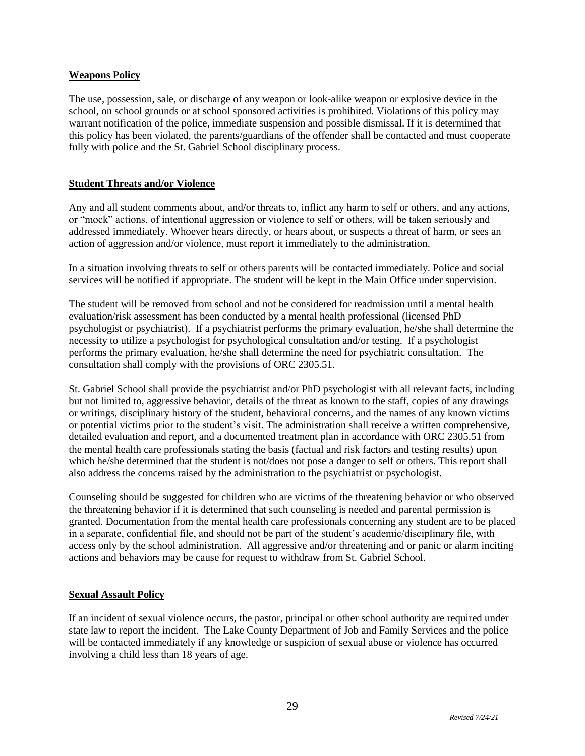## Weapons Policy

The use, possession, sale, or discharge of any weapon or look-alike weapon or explosive device in the school, on school grounds or at school sponsored activities is prohibited. Violations of this policy may warrant notification of the police, immediate suspension and possible dismissal. If it is determined that this policy has been violated, the parents/guardians of the offender shall be contacted and must cooperate fully with police and the St. Gabriel School disciplinary process.

## Student Threats and/or Violence

Any and all student comments about, and/or threats to, inflict any harm to self or others, and any actions, or "mock" actions, of intentional aggression or violence to self or others, will be taken seriously and addressed immediately. Whoever hears directly, or hears about, or suspects a threat of harm, or sees an action of aggression and/or violence, must report it immediately to the administration.

In a situation involving threats to self or others parents will be contacted immediately. Police and social services will be notified if appropriate. The student will be kept in the Main Office under supervision.

The student will be removed from school and not be considered for readmission until a mental health evaluation/risk assessment has been conducted by a mental health professional (licensed PhD psychologist or psychiatrist). If a psychiatrist performs the primary evaluation, he/she shall determine the necessity to utilize a psychologist for psychological consultation and/or testing. If a psychologist performs the primary evaluation, he/she shall determine the need for psychiatric consultation. The consultation shall comply with the provisions of ORC 2305.51.

St. Gabriel School shall provide the psychiatrist and/or PhD psychologist with all relevant facts, including but not limited to, aggressive behavior, details of the threat as known to the staff, copies of any drawings or writings, disciplinary history of the student, behavioral concerns, and the names of any known victims or potential victims prior to the student's visit. The administration shall receive a written comprehensive, detailed evaluation and report, and a documented treatment plan in accordance with ORC 2305.51 from the mental health care professionals stating the basis (factual and risk factors and testing results) upon which he/she determined that the student is not/does not pose a danger to self or others. This report shall also address the concerns raised by the administration to the psychiatrist or psychologist.

Counseling should be suggested for children who are victims of the threatening behavior or who observed the threatening behavior if it is determined that such counseling is needed and parental permission is granted. Documentation from the mental health care professionals concerning any student are to be placed in a separate, confidential file, and should not be part of the student's academic/disciplinary file, with access only by the school administration. All aggressive and/or threatening and or panic or alarm inciting actions and behaviors may be cause for request to withdraw from St. Gabriel School.

## Sexual Assault Policy

If an incident of sexual violence occurs, the pastor, principal or other school authority are required under state law to report the incident. The Lake County Department of Job and Family Services and the police will be contacted immediately if any knowledge or suspicion of sexual abuse or violence has occurred involving a child less than 18 years of age.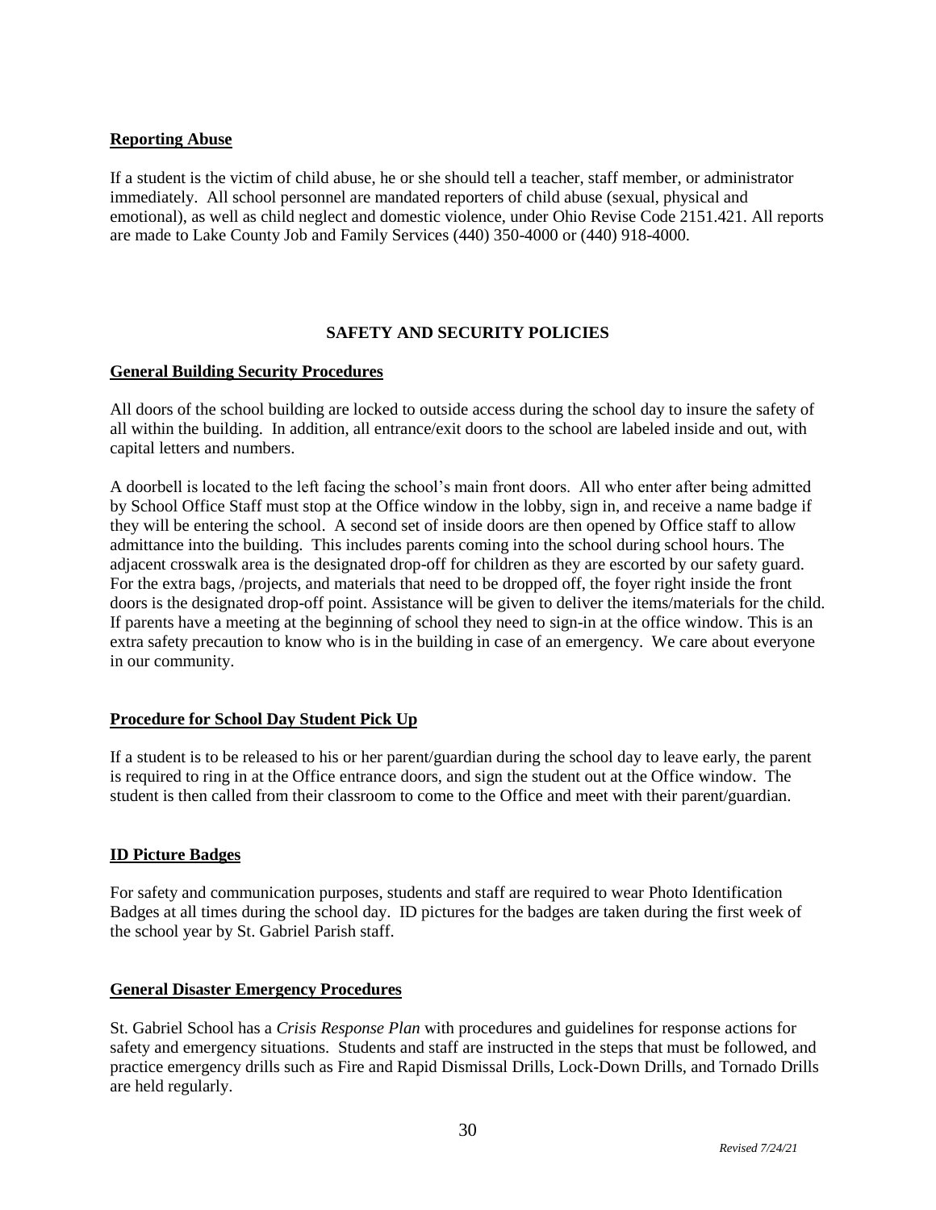## Reporting Abuse

If a student is the victim of child abuse, he or she should tell a teacher, staff member, or administrator immediately. All school personnel are mandated reporters of child abuse (sexual, physical and emotional), as well as child neglect and domestic violence, under Ohio Revise Code 2151.421. All reports are made to Lake County Job and Family Services (440) 350-4000 or (440) 918-4000.

# SAFETY AND SECURITY POLICIES

## General Building Security Procedures

All doors of the school building are locked to outside access during the school day to insure the safety of all within the building. In addition, all entrance/exit doors to the school are labeled inside and out, with capital letters and numbers.

A doorbell is located to the left facing the school's main front doors. All who enter after being admitted by School Office Staff must stop at the Office window in the lobby, sign in, and receive a name badge if they will be entering the school. A second set of inside doors are then opened by Office staff to allow admittance into the building. This includes parents coming into the school during school hours. The adjacent crosswalk area is the designated drop-off for children as they are escorted by our safety guard. For the extra bags, /projects, and materials that need to be dropped off, the foyer right inside the front doors is the designated drop-off point. Assistance will be given to deliver the items/materials for the child. If parents have a meeting at the beginning of school they need to sign-in at the office window. This is an extra safety precaution to know who is in the building in case of an emergency. We care about everyone in our community.

## Procedure for School Day Student Pick Up

If a student is to be released to his or her parent/guardian during the school day to leave early, the parent is required to ring in at the Office entrance doors, and sign the student out at the Office window. The student is then called from their classroom to come to the Office and meet with their parent/guardian.

## ID Picture Badges

For safety and communication purposes, students and staff are required to wear Photo Identification Badges at all times during the school day. ID pictures for the badges are taken during the first week of the school year by St. Gabriel Parish staff.

## General Disaster Emergency Procedures

St. Gabriel School has a *Crisis Response Plan* with procedures and guidelines for response actions for safety and emergency situations. Students and staff are instructed in the steps that must be followed, and practice emergency drills such as Fire and Rapid Dismissal Drills, Lock-Down Drills, and Tornado Drills are held regularly.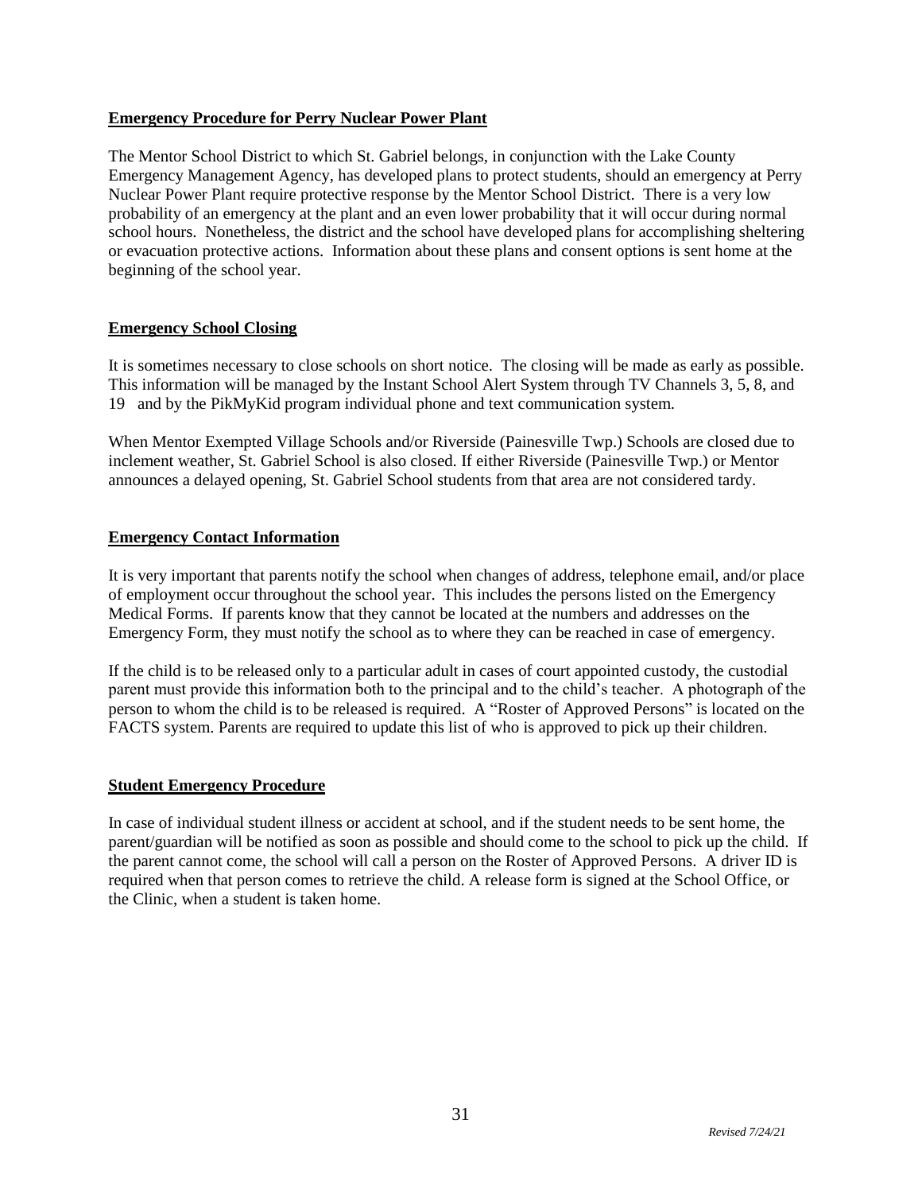## Emergency Procedure for Perry Nuclear Power Plant

The Mentor School District to which St. Gabriel belongs, in conjunction with the Lake County Emergency Management Agency, has developed plans to protect students, should an emergency at Perry Nuclear Power Plant require protective response by the Mentor School District. There is a very low probability of an emergency at the plant and an even lower probability that it will occur during normal school hours. Nonetheless, the district and the school have developed plans for accomplishing sheltering or evacuation protective actions. Information about these plans and consent options is sent home at the beginning of the school year.

## Emergency School Closing

It is sometimes necessary to close schools on short notice. The closing will be made as early as possible. This information will be managed by the Instant School Alert System through TV Channels 3, 5, 8, and 19 and by the PikMyKid program individual phone and text communication system.

When Mentor Exempted Village Schools and/or Riverside (Painesville Twp.) Schools are closed due to inclement weather, St. Gabriel School is also closed. If either Riverside (Painesville Twp.) or Mentor announces a delayed opening, St. Gabriel School students from that area are not considered tardy.

## Emergency Contact Information

It is very important that parents notify the school when changes of address, telephone email, and/or place of employment occur throughout the school year. This includes the persons listed on the Emergency Medical Forms. If parents know that they cannot be located at the numbers and addresses on the Emergency Form, they must notify the school as to where they can be reached in case of emergency.

If the child is to be released only to a particular adult in cases of court appointed custody, the custodial parent must provide this information both to the principal and to the child's teacher. A photograph of the person to whom the child is to be released is required. A "Roster of Approved Persons" is located on the FACTS system. Parents are required to update this list of who is approved to pick up their children.

## Student Emergency Procedure

In case of individual student illness or accident at school, and if the student needs to be sent home, the parent/guardian will be notified as soon as possible and should come to the school to pick up the child. If the parent cannot come, the school will call a person on the Roster of Approved Persons. A driver ID is required when that person comes to retrieve the child. A release form is signed at the School Office, or the Clinic, when a student is taken home.

*Revised 7/24/21*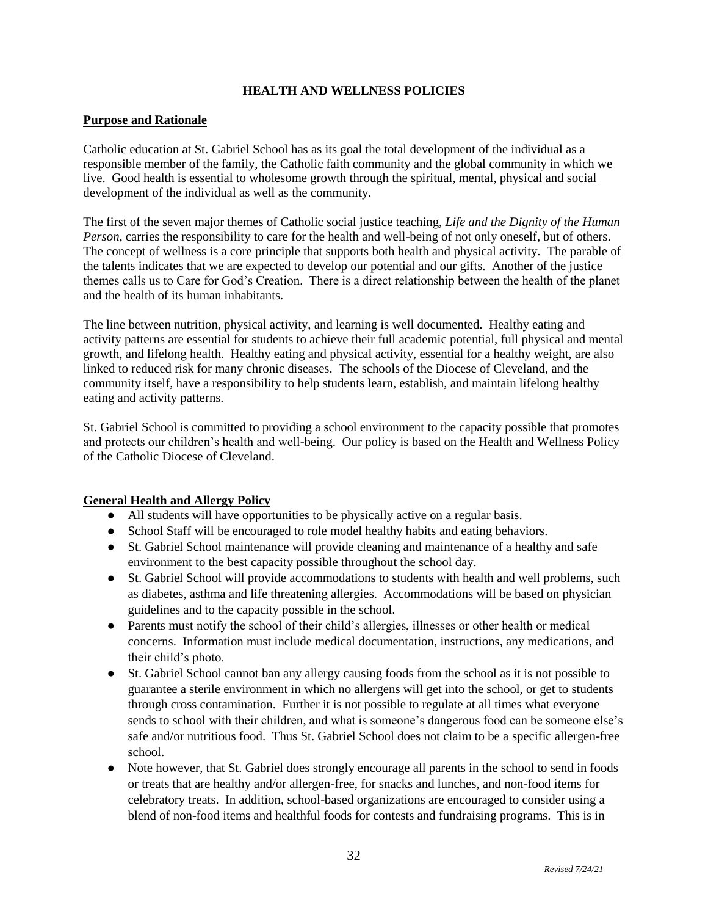# HEALTH AND WELLNESS POLICIES

## Purpose and Rationale

Catholic education at St. Gabriel School has as its goal the total development of the individual as a responsible member of the family, the Catholic faith community and the global community in which we live. Good health is essential to wholesome growth through the spiritual, mental, physical and social development of the individual as well as the community.

The first of the seven major themes of Catholic social justice teaching, *Life and the Dignity of the Human Person*, carries the responsibility to care for the health and well-being of not only oneself, but of others. The concept of wellness is a core principle that supports both health and physical activity. The parable of the talents indicates that we are expected to develop our potential and our gifts. Another of the justice themes calls us to Care for God's Creation. There is a direct relationship between the health of the planet and the health of its human inhabitants.

The line between nutrition, physical activity, and learning is well documented. Healthy eating and activity patterns are essential for students to achieve their full academic potential, full physical and mental growth, and lifelong health. Healthy eating and physical activity, essential for a healthy weight, are also linked to reduced risk for many chronic diseases. The schools of the Diocese of Cleveland, and the community itself, have a responsibility to help students learn, establish, and maintain lifelong healthy eating and activity patterns.

St. Gabriel School is committed to providing a school environment to the capacity possible that promotes and protects our children's health and well-being. Our policy is based on the Health and Wellness Policy of the Catholic Diocese of Cleveland.

## General Health and Allergy Policy

- All students will have opportunities to be physically active on a regular basis.
- School Staff will be encouraged to role model healthy habits and eating behaviors.
- St. Gabriel School maintenance will provide cleaning and maintenance of a healthy and safe environment to the best capacity possible throughout the school day.
- St. Gabriel School will provide accommodations to students with health and well problems, such as diabetes, asthma and life threatening allergies. Accommodations will be based on physician guidelines and to the capacity possible in the school.
- Parents must notify the school of their child's allergies, illnesses or other health or medical concerns. Information must include medical documentation, instructions, any medications, and their child's photo.
- St. Gabriel School cannot ban any allergy causing foods from the school as it is not possible to guarantee a sterile environment in which no allergens will get into the school, or get to students through cross contamination. Further it is not possible to regulate at all times what everyone sends to school with their children, and what is someone's dangerous food can be someone else's safe and/or nutritious food. Thus St. Gabriel School does not claim to be a specific allergen-free school.
- Note however, that St. Gabriel does strongly encourage all parents in the school to send in foods or treats that are healthy and/or allergen-free, for snacks and lunches, and non-food items for celebratory treats. In addition, school-based organizations are encouraged to consider using a blend of non-food items and healthful foods for contests and fundraising programs. This is in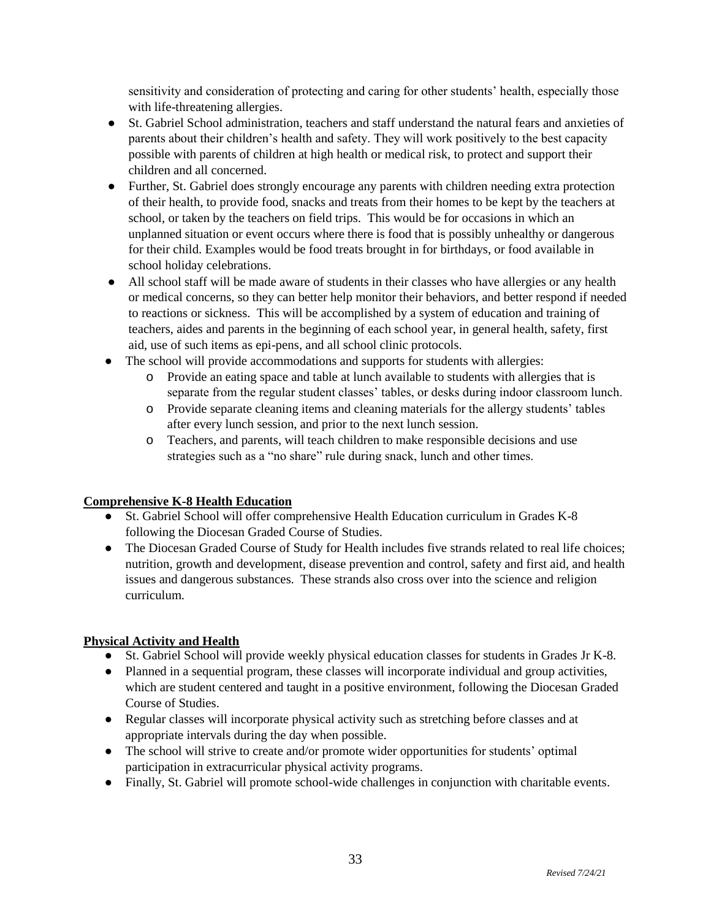sensitivity and consideration of protecting and caring for other students' health, especially those with life-threatening allergies.

- St. Gabriel School administration, teachers and staff understand the natural fears and anxieties of parents about their children's health and safety. They will work positively to the best capacity possible with parents of children at high health or medical risk, to protect and support their children and all concerned.
- Further, St. Gabriel does strongly encourage any parents with children needing extra protection of their health, to provide food, snacks and treats from their homes to be kept by the teachers at school, or taken by the teachers on field trips. This would be for occasions in which an unplanned situation or event occurs where there is food that is possibly unhealthy or dangerous for their child. Examples would be food treats brought in for birthdays, or food available in school holiday celebrations.
- All school staff will be made aware of students in their classes who have allergies or any health or medical concerns, so they can better help monitor their behaviors, and better respond if needed to reactions or sickness. This will be accomplished by a system of education and training of teachers, aides and parents in the beginning of each school year, in general health, safety, first aid, use of such items as epi-pens, and all school clinic protocols.
- The school will provide accommodations and supports for students with allergies:
    - Provide an eating space and table at lunch available to students with allergies that is separate from the regular student classes' tables, or desks during indoor classroom lunch.
    - Provide separate cleaning items and cleaning materials for the allergy students' tables after every lunch session, and prior to the next lunch session.
    - Teachers, and parents, will teach children to make responsible decisions and use strategies such as a "no share" rule during snack, lunch and other times.

**Comprehensive K-8 Health Education**

- St. Gabriel School will offer comprehensive Health Education curriculum in Grades K-8 following the Diocesan Graded Course of Studies.
- The Diocesan Graded Course of Study for Health includes five strands related to real life choices; nutrition, growth and development, disease prevention and control, safety and first aid, and health issues and dangerous substances. These strands also cross over into the science and religion curriculum.

**Physical Activity and Health**

- St. Gabriel School will provide weekly physical education classes for students in Grades Jr K-8.
- Planned in a sequential program, these classes will incorporate individual and group activities, which are student centered and taught in a positive environment, following the Diocesan Graded Course of Studies.
- Regular classes will incorporate physical activity such as stretching before classes and at appropriate intervals during the day when possible.
- The school will strive to create and/or promote wider opportunities for students' optimal participation in extracurricular physical activity programs.
- Finally, St. Gabriel will promote school-wide challenges in conjunction with charitable events.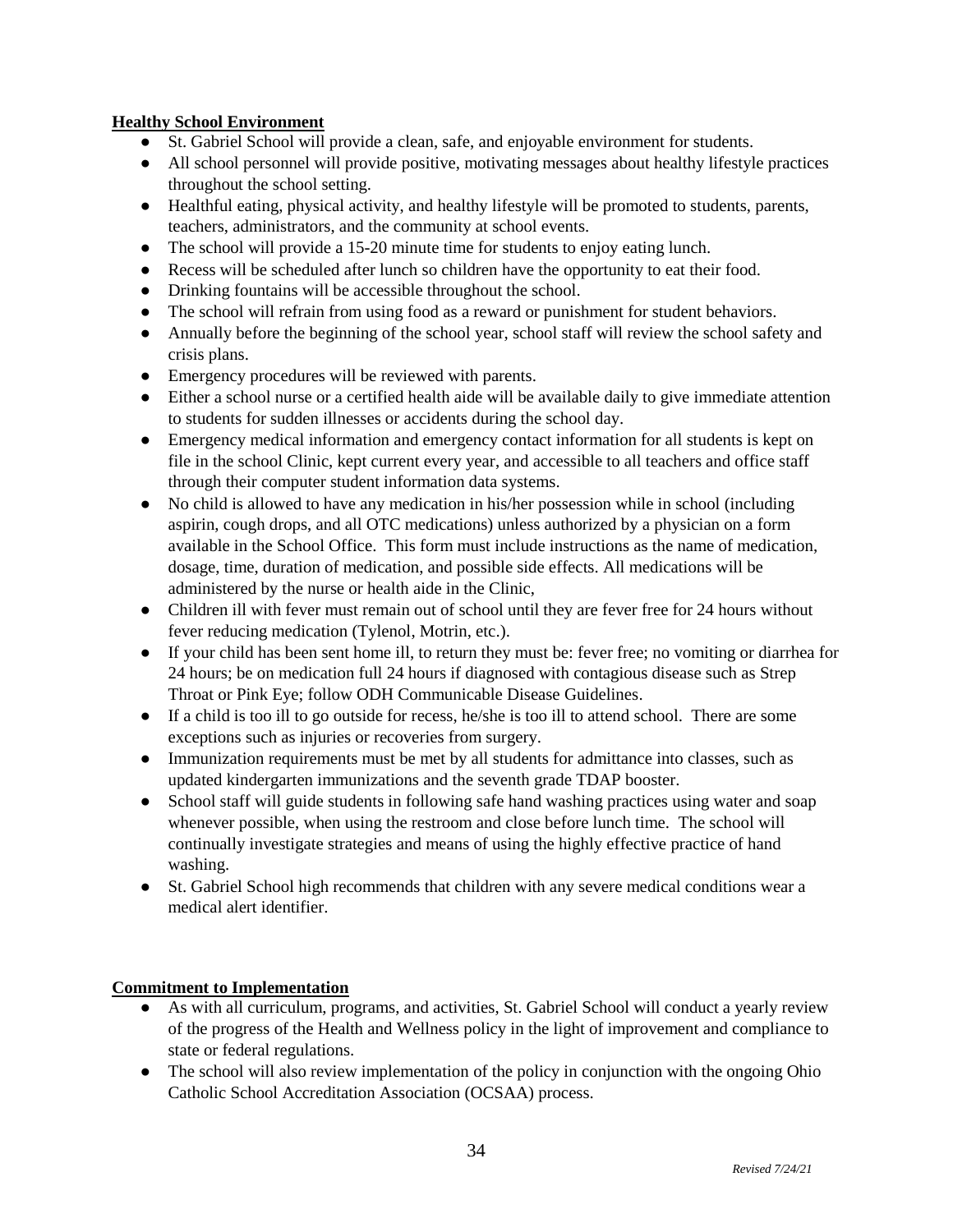**Healthy School Environment**

- St. Gabriel School will provide a clean, safe, and enjoyable environment for students.
- All school personnel will provide positive, motivating messages about healthy lifestyle practices throughout the school setting.
- Healthful eating, physical activity, and healthy lifestyle will be promoted to students, parents, teachers, administrators, and the community at school events.
- The school will provide a 15-20 minute time for students to enjoy eating lunch.
- Recess will be scheduled after lunch so children have the opportunity to eat their food.
- Drinking fountains will be accessible throughout the school.
- The school will refrain from using food as a reward or punishment for student behaviors.
- Annually before the beginning of the school year, school staff will review the school safety and crisis plans.
- Emergency procedures will be reviewed with parents.
- Either a school nurse or a certified health aide will be available daily to give immediate attention to students for sudden illnesses or accidents during the school day.
- Emergency medical information and emergency contact information for all students is kept on file in the school Clinic, kept current every year, and accessible to all teachers and office staff through their computer student information data systems.
- No child is allowed to have any medication in his/her possession while in school (including aspirin, cough drops, and all OTC medications) unless authorized by a physician on a form available in the School Office. This form must include instructions as the name of medication, dosage, time, duration of medication, and possible side effects. All medications will be administered by the nurse or health aide in the Clinic,
- Children ill with fever must remain out of school until they are fever free for 24 hours without fever reducing medication (Tylenol, Motrin, etc.).
- If your child has been sent home ill, to return they must be: fever free; no vomiting or diarrhea for 24 hours; be on medication full 24 hours if diagnosed with contagious disease such as Strep Throat or Pink Eye; follow ODH Communicable Disease Guidelines.
- If a child is too ill to go outside for recess, he/she is too ill to attend school. There are some exceptions such as injuries or recoveries from surgery.
- Immunization requirements must be met by all students for admittance into classes, such as updated kindergarten immunizations and the seventh grade TDAP booster.
- School staff will guide students in following safe hand washing practices using water and soap whenever possible, when using the restroom and close before lunch time. The school will continually investigate strategies and means of using the highly effective practice of hand washing.
- St. Gabriel School high recommends that children with any severe medical conditions wear a medical alert identifier.

**Commitment to Implementation**

- As with all curriculum, programs, and activities, St. Gabriel School will conduct a yearly review of the progress of the Health and Wellness policy in the light of improvement and compliance to state or federal regulations.
- The school will also review implementation of the policy in conjunction with the ongoing Ohio Catholic School Accreditation Association (OCSAA) process.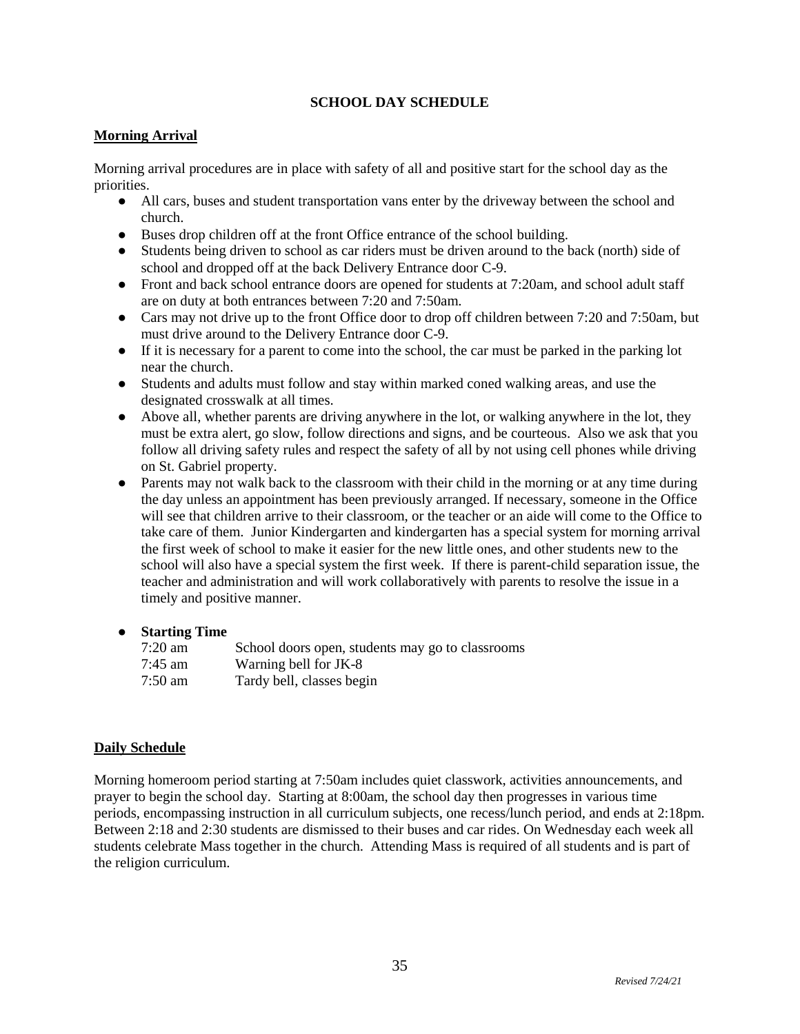# SCHOOL DAY SCHEDULE

## Morning Arrival

Morning arrival procedures are in place with safety of all and positive start for the school day as the priorities.

- All cars, buses and student transportation vans enter by the driveway between the school and church.
- Buses drop children off at the front Office entrance of the school building.
- Students being driven to school as car riders must be driven around to the back (north) side of school and dropped off at the back Delivery Entrance door C-9.
- Front and back school entrance doors are opened for students at 7:20am, and school adult staff are on duty at both entrances between 7:20 and 7:50am.
- Cars may not drive up to the front Office door to drop off children between 7:20 and 7:50am, but must drive around to the Delivery Entrance door C-9.
- If it is necessary for a parent to come into the school, the car must be parked in the parking lot near the church.
- Students and adults must follow and stay within marked coned walking areas, and use the designated crosswalk at all times.
- Above all, whether parents are driving anywhere in the lot, or walking anywhere in the lot, they must be extra alert, go slow, follow directions and signs, and be courteous. Also we ask that you follow all driving safety rules and respect the safety of all by not using cell phones while driving on St. Gabriel property.
- Parents may not walk back to the classroom with their child in the morning or at any time during the day unless an appointment has been previously arranged. If necessary, someone in the Office will see that children arrive to their classroom, or the teacher or an aide will come to the Office to take care of them. Junior Kindergarten and kindergarten has a special system for morning arrival the first week of school to make it easier for the new little ones, and other students new to the school will also have a special system the first week. If there is parent-child separation issue, the teacher and administration and will work collaboratively with parents to resolve the issue in a timely and positive manner.

- **Starting Time**

| | |
|---|---|
| 7:20 am | School doors open, students may go to classrooms |
| 7:45 am | Warning bell for JK-8 |
| 7:50 am | Tardy bell, classes begin |

## Daily Schedule

Morning homeroom period starting at 7:50am includes quiet classwork, activities announcements, and prayer to begin the school day. Starting at 8:00am, the school day then progresses in various time periods, encompassing instruction in all curriculum subjects, one recess/lunch period, and ends at 2:18pm. Between 2:18 and 2:30 students are dismissed to their buses and car rides. On Wednesday each week all students celebrate Mass together in the church. Attending Mass is required of all students and is part of the religion curriculum.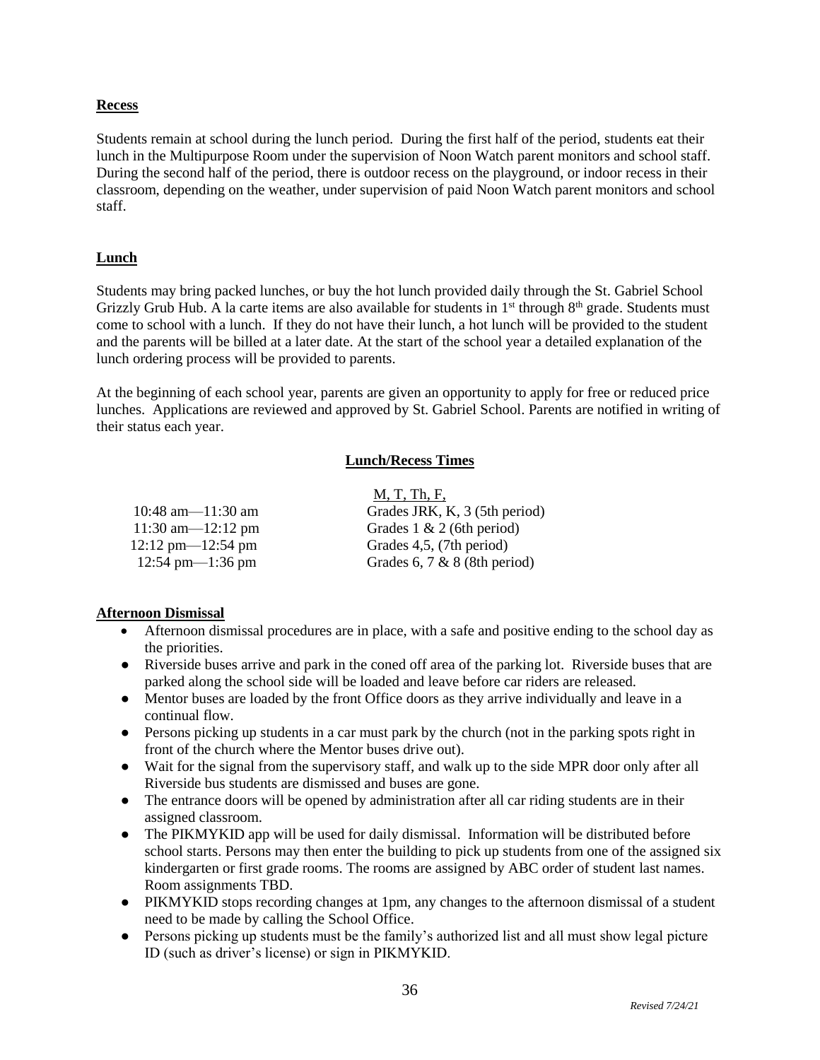## Recess

Students remain at school during the lunch period. During the first half of the period, students eat their lunch in the Multipurpose Room under the supervision of Noon Watch parent monitors and school staff. During the second half of the period, there is outdoor recess on the playground, or indoor recess in their classroom, depending on the weather, under supervision of paid Noon Watch parent monitors and school staff.

## Lunch

Students may bring packed lunches, or buy the hot lunch provided daily through the St. Gabriel School Grizzly Grub Hub. A la carte items are also available for students in 1st through 8th grade. Students must come to school with a lunch. If they do not have their lunch, a hot lunch will be provided to the student and the parents will be billed at a later date. At the start of the school year a detailed explanation of the lunch ordering process will be provided to parents.

At the beginning of each school year, parents are given an opportunity to apply for free or reduced price lunches. Applications are reviewed and approved by St. Gabriel School. Parents are notified in writing of their status each year.

### Lunch/Recess Times

| | M, T, Th, F, |
|---|---|
| 10:48 am—11:30 am | Grades JRK, K, 3 (5th period) |
| 11:30 am—12:12 pm | Grades 1 & 2 (6th period) |
| 12:12 pm—12:54 pm | Grades 4,5, (7th period) |
| 12:54 pm—1:36 pm | Grades 6, 7 & 8 (8th period) |

## Afternoon Dismissal

- Afternoon dismissal procedures are in place, with a safe and positive ending to the school day as the priorities.
- Riverside buses arrive and park in the coned off area of the parking lot. Riverside buses that are parked along the school side will be loaded and leave before car riders are released.
- Mentor buses are loaded by the front Office doors as they arrive individually and leave in a continual flow.
- Persons picking up students in a car must park by the church (not in the parking spots right in front of the church where the Mentor buses drive out).
- Wait for the signal from the supervisory staff, and walk up to the side MPR door only after all Riverside bus students are dismissed and buses are gone.
- The entrance doors will be opened by administration after all car riding students are in their assigned classroom.
- The PIKMYKID app will be used for daily dismissal. Information will be distributed before school starts. Persons may then enter the building to pick up students from one of the assigned six kindergarten or first grade rooms. The rooms are assigned by ABC order of student last names. Room assignments TBD.
- PIKMYKID stops recording changes at 1pm, any changes to the afternoon dismissal of a student need to be made by calling the School Office.
- Persons picking up students must be the family's authorized list and all must show legal picture ID (such as driver's license) or sign in PIKMYKID.

*Revised 7/24/21*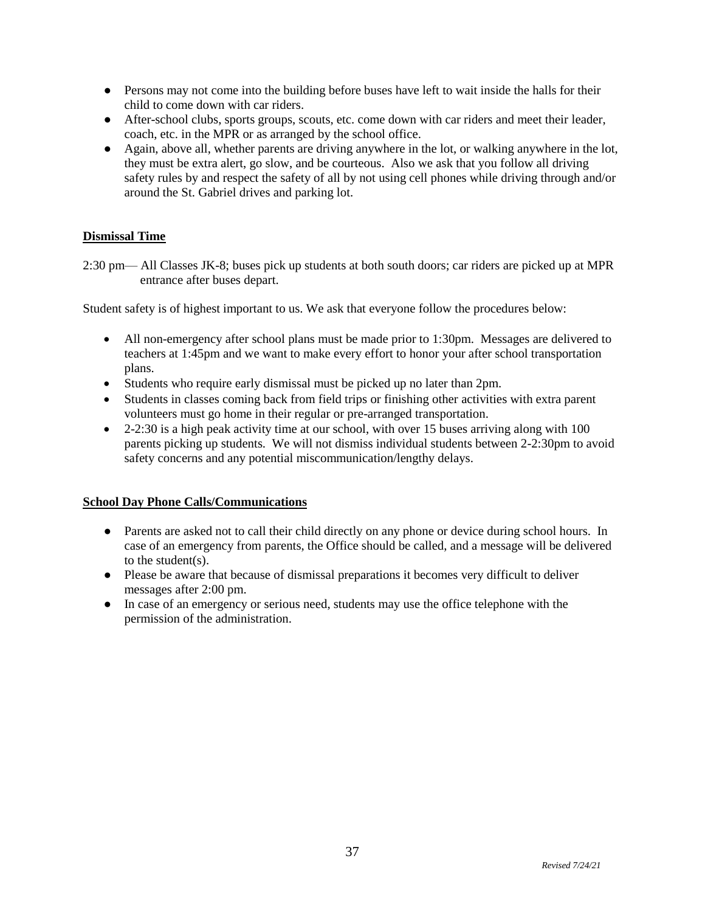- Persons may not come into the building before buses have left to wait inside the halls for their child to come down with car riders.
- After-school clubs, sports groups, scouts, etc. come down with car riders and meet their leader, coach, etc. in the MPR or as arranged by the school office.
- Again, above all, whether parents are driving anywhere in the lot, or walking anywhere in the lot, they must be extra alert, go slow, and be courteous. Also we ask that you follow all driving safety rules by and respect the safety of all by not using cell phones while driving through and/or around the St. Gabriel drives and parking lot.

**Dismissal Time**

2:30 pm— All Classes JK-8; buses pick up students at both south doors; car riders are picked up at MPR entrance after buses depart.

Student safety is of highest important to us. We ask that everyone follow the procedures below:

- All non-emergency after school plans must be made prior to 1:30pm. Messages are delivered to teachers at 1:45pm and we want to make every effort to honor your after school transportation plans.
- Students who require early dismissal must be picked up no later than 2pm.
- Students in classes coming back from field trips or finishing other activities with extra parent volunteers must go home in their regular or pre-arranged transportation.
- 2-2:30 is a high peak activity time at our school, with over 15 buses arriving along with 100 parents picking up students. We will not dismiss individual students between 2-2:30pm to avoid safety concerns and any potential miscommunication/lengthy delays.

**School Day Phone Calls/Communications**

- Parents are asked not to call their child directly on any phone or device during school hours. In case of an emergency from parents, the Office should be called, and a message will be delivered to the student(s).
- Please be aware that because of dismissal preparations it becomes very difficult to deliver messages after 2:00 pm.
- In case of an emergency or serious need, students may use the office telephone with the permission of the administration.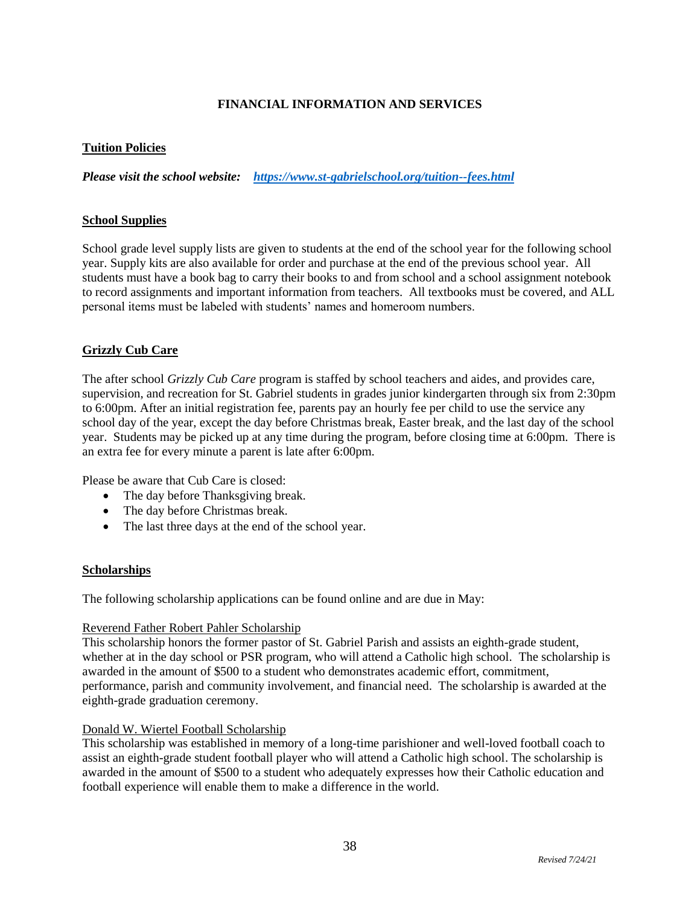## FINANCIAL INFORMATION AND SERVICES

### Tuition Policies

***Please visit the school website:*** ***https://www.st-gabrielschool.org/tuition--fees.html***

### School Supplies

School grade level supply lists are given to students at the end of the school year for the following school year. Supply kits are also available for order and purchase at the end of the previous school year. All students must have a book bag to carry their books to and from school and a school assignment notebook to record assignments and important information from teachers. All textbooks must be covered, and ALL personal items must be labeled with students' names and homeroom numbers.

### Grizzly Cub Care

The after school *Grizzly Cub Care* program is staffed by school teachers and aides, and provides care, supervision, and recreation for St. Gabriel students in grades junior kindergarten through six from 2:30pm to 6:00pm. After an initial registration fee, parents pay an hourly fee per child to use the service any school day of the year, except the day before Christmas break, Easter break, and the last day of the school year. Students may be picked up at any time during the program, before closing time at 6:00pm. There is an extra fee for every minute a parent is late after 6:00pm.

Please be aware that Cub Care is closed:

- The day before Thanksgiving break.
- The day before Christmas break.
- The last three days at the end of the school year.

### Scholarships

The following scholarship applications can be found online and are due in May:

Reverend Father Robert Pahler Scholarship

This scholarship honors the former pastor of St. Gabriel Parish and assists an eighth-grade student, whether at in the day school or PSR program, who will attend a Catholic high school. The scholarship is awarded in the amount of $500 to a student who demonstrates academic effort, commitment, performance, parish and community involvement, and financial need. The scholarship is awarded at the eighth-grade graduation ceremony.

Donald W. Wiertel Football Scholarship

This scholarship was established in memory of a long-time parishioner and well-loved football coach to assist an eighth-grade student football player who will attend a Catholic high school. The scholarship is awarded in the amount of $500 to a student who adequately expresses how their Catholic education and football experience will enable them to make a difference in the world.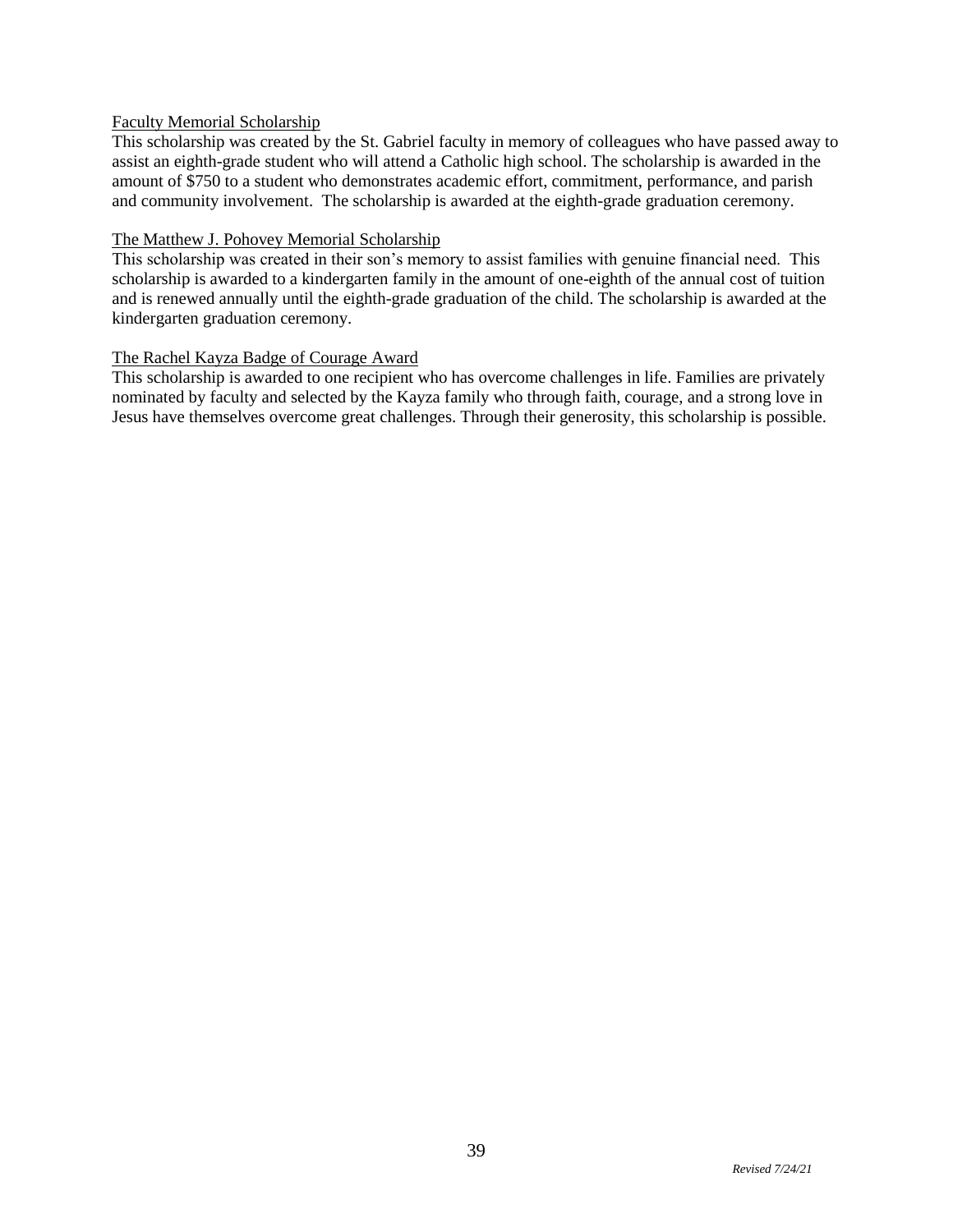<u>Faculty Memorial Scholarship</u>

This scholarship was created by the St. Gabriel faculty in memory of colleagues who have passed away to assist an eighth-grade student who will attend a Catholic high school. The scholarship is awarded in the amount of $750 to a student who demonstrates academic effort, commitment, performance, and parish and community involvement. The scholarship is awarded at the eighth-grade graduation ceremony.

<u>The Matthew J. Pohovey Memorial Scholarship</u>

This scholarship was created in their son's memory to assist families with genuine financial need. This scholarship is awarded to a kindergarten family in the amount of one-eighth of the annual cost of tuition and is renewed annually until the eighth-grade graduation of the child. The scholarship is awarded at the kindergarten graduation ceremony.

<u>The Rachel Kayza Badge of Courage Award</u>

This scholarship is awarded to one recipient who has overcome challenges in life. Families are privately nominated by faculty and selected by the Kayza family who through faith, courage, and a strong love in Jesus have themselves overcome great challenges. Through their generosity, this scholarship is possible.